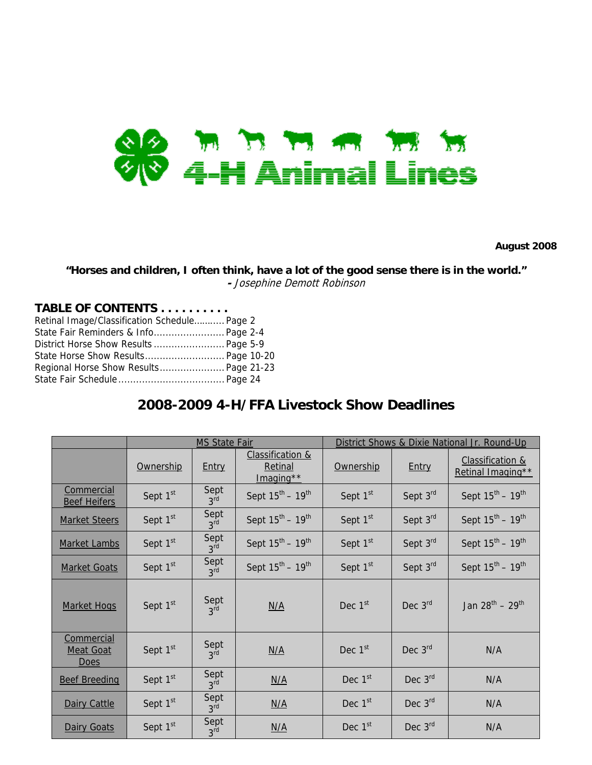# 4-H Animal Lines

**August 2008**

**"Horses and children, I often think, have a lot of the good sense there is in the world."**
*- Josephine Demott Robinson*

**TABLE OF CONTENTS . . . . . . . . . .**

Retinal Image/Classification Schedule........... Page 2
State Fair Reminders & Info........................ Page 2-4
District Horse Show Results ........................ Page 5-9
State Horse Show Results........................... Page 10-20
Regional Horse Show Results...................... Page 21-23
State Fair Schedule.................................... Page 24

## 2008-2009 4-H/FFA Livestock Show Deadlines

| | MS State Fair | | | District Shows & Dixie National Jr. Round-Up | | |
|---|---|---|---|---|---|---|
| | Ownership | Entry | Classification & Retinal Imaging** | Ownership | Entry | Classification & Retinal Imaging** |
| Commercial Beef Heifers | Sept 1st | Sept 3rd | Sept 15th – 19th | Sept 1st | Sept 3rd | Sept 15th – 19th |
| Market Steers | Sept 1st | Sept 3rd | Sept 15th – 19th | Sept 1st | Sept 3rd | Sept 15th – 19th |
| Market Lambs | Sept 1st | Sept 3rd | Sept 15th – 19th | Sept 1st | Sept 3rd | Sept 15th – 19th |
| Market Goats | Sept 1st | Sept 3rd | Sept 15th – 19th | Sept 1st | Sept 3rd | Sept 15th – 19th |
| Market Hogs | Sept 1st | Sept 3rd | N/A | Dec 1st | Dec 3rd | Jan 28th – 29th |
| Commercial Meat Goat Does | Sept 1st | Sept 3rd | N/A | Dec 1st | Dec 3rd | N/A |
| Beef Breeding | Sept 1st | Sept 3rd | N/A | Dec 1st | Dec 3rd | N/A |
| Dairy Cattle | Sept 1st | Sept 3rd | N/A | Dec 1st | Dec 3rd | N/A |
| Dairy Goats | Sept 1st | Sept 3rd | N/A | Dec 1st | Dec 3rd | N/A |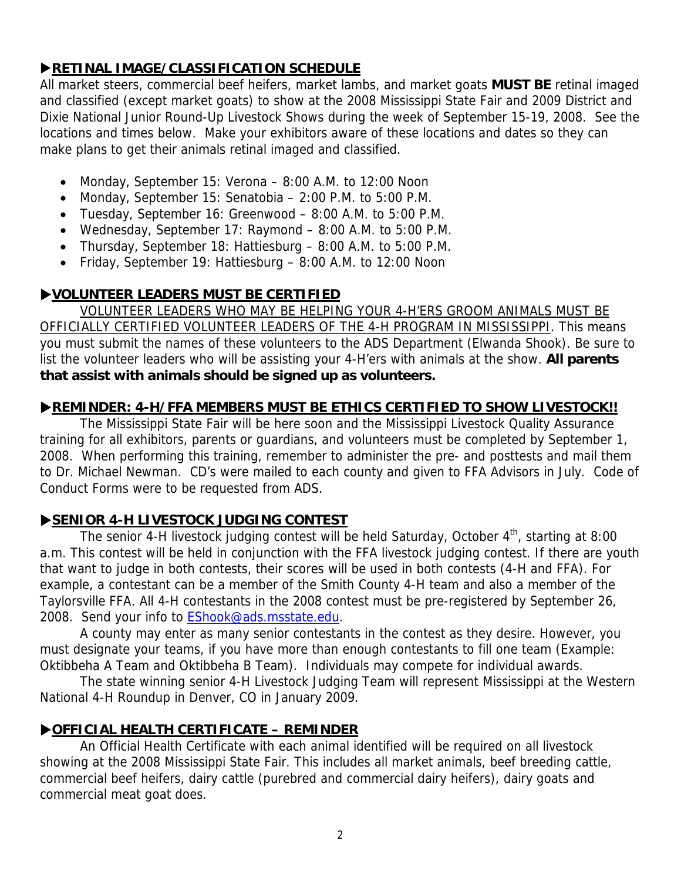## ▶RETINAL IMAGE/CLASSIFICATION SCHEDULE

All market steers, commercial beef heifers, market lambs, and market goats **MUST BE** retinal imaged and classified (except market goats) to show at the 2008 Mississippi State Fair and 2009 District and Dixie National Junior Round-Up Livestock Shows during the week of September 15-19, 2008. See the locations and times below. Make your exhibitors aware of these locations and dates so they can make plans to get their animals retinal imaged and classified.

- Monday, September 15: Verona – 8:00 A.M. to 12:00 Noon
- Monday, September 15: Senatobia – 2:00 P.M. to 5:00 P.M.
- Tuesday, September 16: Greenwood – 8:00 A.M. to 5:00 P.M.
- Wednesday, September 17: Raymond – 8:00 A.M. to 5:00 P.M.
- Thursday, September 18: Hattiesburg – 8:00 A.M. to 5:00 P.M.
- Friday, September 19: Hattiesburg – 8:00 A.M. to 12:00 Noon

## ▶VOLUNTEER LEADERS MUST BE CERTIFIED

VOLUNTEER LEADERS WHO MAY BE HELPING YOUR 4-H'ERS GROOM ANIMALS MUST BE OFFICIALLY CERTIFIED VOLUNTEER LEADERS OF THE 4-H PROGRAM IN MISSISSIPPI. This means you must submit the names of these volunteers to the ADS Department (Elwanda Shook). Be sure to list the volunteer leaders who will be assisting your 4-H'ers with animals at the show. **All parents that assist with animals should be signed up as volunteers.**

## ▶REMINDER: 4-H/FFA MEMBERS MUST BE ETHICS CERTIFIED TO SHOW LIVESTOCK!!

The Mississippi State Fair will be here soon and the Mississippi Livestock Quality Assurance training for all exhibitors, parents or guardians, and volunteers must be completed by September 1, 2008. When performing this training, remember to administer the pre- and posttests and mail them to Dr. Michael Newman. CD's were mailed to each county and given to FFA Advisors in July. Code of Conduct Forms were to be requested from ADS.

## ▶SENIOR 4-H LIVESTOCK JUDGING CONTEST

The senior 4-H livestock judging contest will be held Saturday, October 4th, starting at 8:00 a.m. This contest will be held in conjunction with the FFA livestock judging contest. If there are youth that want to judge in both contests, their scores will be used in both contests (4-H and FFA). For example, a contestant can be a member of the Smith County 4-H team and also a member of the Taylorsville FFA. All 4-H contestants in the 2008 contest must be pre-registered by September 26, 2008. Send your info to EShook@ads.msstate.edu.

A county may enter as many senior contestants in the contest as they desire. However, you must designate your teams, if you have more than enough contestants to fill one team (Example: Oktibbeha A Team and Oktibbeha B Team). Individuals may compete for individual awards.

The state winning senior 4-H Livestock Judging Team will represent Mississippi at the Western National 4-H Roundup in Denver, CO in January 2009.

## ▶OFFICIAL HEALTH CERTIFICATE – REMINDER

An Official Health Certificate with each animal identified will be required on all livestock showing at the 2008 Mississippi State Fair. This includes all market animals, beef breeding cattle, commercial beef heifers, dairy cattle (purebred and commercial dairy heifers), dairy goats and commercial meat goat does.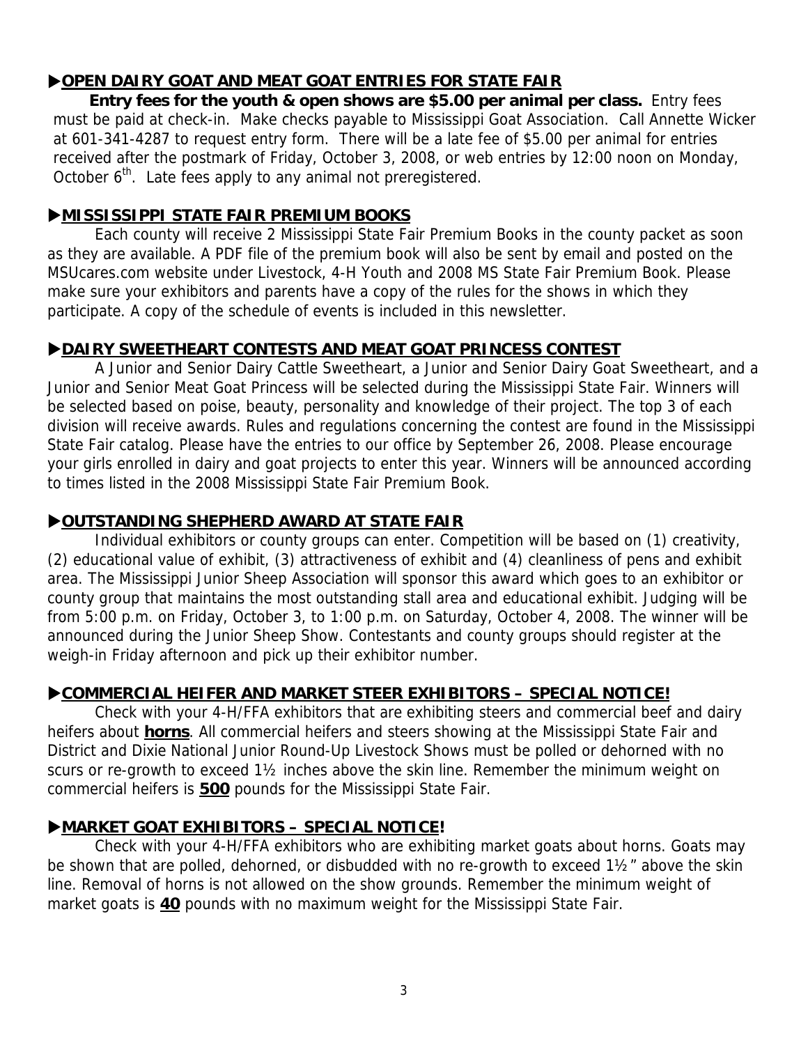## ▶OPEN DAIRY GOAT AND MEAT GOAT ENTRIES FOR STATE FAIR

**Entry fees for the youth & open shows are $5.00 per animal per class.** Entry fees must be paid at check-in. Make checks payable to Mississippi Goat Association. Call Annette Wicker at 601-341-4287 to request entry form. There will be a late fee of $5.00 per animal for entries received after the postmark of Friday, October 3, 2008, or web entries by 12:00 noon on Monday, October 6th. Late fees apply to any animal not preregistered.

## ▶MISSISSIPPI STATE FAIR PREMIUM BOOKS

Each county will receive 2 Mississippi State Fair Premium Books in the county packet as soon as they are available. A PDF file of the premium book will also be sent by email and posted on the MSUcares.com website under Livestock, 4-H Youth and 2008 MS State Fair Premium Book. Please make sure your exhibitors and parents have a copy of the rules for the shows in which they participate. A copy of the schedule of events is included in this newsletter.

## ▶DAIRY SWEETHEART CONTESTS AND MEAT GOAT PRINCESS CONTEST

A Junior and Senior Dairy Cattle Sweetheart, a Junior and Senior Dairy Goat Sweetheart, and a Junior and Senior Meat Goat Princess will be selected during the Mississippi State Fair. Winners will be selected based on poise, beauty, personality and knowledge of their project. The top 3 of each division will receive awards. Rules and regulations concerning the contest are found in the Mississippi State Fair catalog. Please have the entries to our office by September 26, 2008. Please encourage your girls enrolled in dairy and goat projects to enter this year. Winners will be announced according to times listed in the 2008 Mississippi State Fair Premium Book.

## ▶OUTSTANDING SHEPHERD AWARD AT STATE FAIR

Individual exhibitors or county groups can enter. Competition will be based on (1) creativity, (2) educational value of exhibit, (3) attractiveness of exhibit and (4) cleanliness of pens and exhibit area. The Mississippi Junior Sheep Association will sponsor this award which goes to an exhibitor or county group that maintains the most outstanding stall area and educational exhibit. Judging will be from 5:00 p.m. on Friday, October 3, to 1:00 p.m. on Saturday, October 4, 2008. The winner will be announced during the Junior Sheep Show. Contestants and county groups should register at the weigh-in Friday afternoon and pick up their exhibitor number.

## ▶COMMERCIAL HEIFER AND MARKET STEER EXHIBITORS – SPECIAL NOTICE!

Check with your 4-H/FFA exhibitors that are exhibiting steers and commercial beef and dairy heifers about **horns**. All commercial heifers and steers showing at the Mississippi State Fair and District and Dixie National Junior Round-Up Livestock Shows must be polled or dehorned with no scurs or re-growth to exceed 1½ inches above the skin line. Remember the minimum weight on commercial heifers is **500** pounds for the Mississippi State Fair.

## ▶MARKET GOAT EXHIBITORS – SPECIAL NOTICE!

Check with your 4-H/FFA exhibitors who are exhibiting market goats about horns. Goats may be shown that are polled, dehorned, or disbudded with no re-growth to exceed 1½" above the skin line. Removal of horns is not allowed on the show grounds. Remember the minimum weight of market goats is **40** pounds with no maximum weight for the Mississippi State Fair.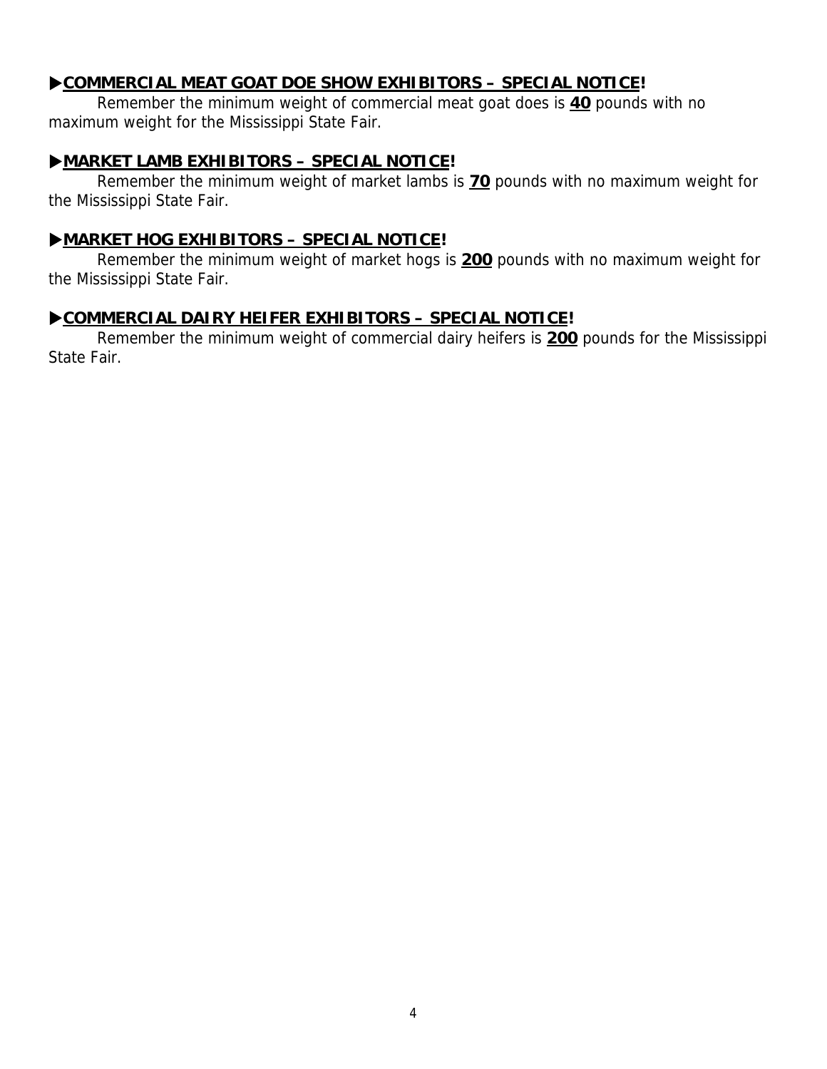**▶COMMERCIAL MEAT GOAT DOE SHOW EXHIBITORS – SPECIAL NOTICE!**

Remember the minimum weight of commercial meat goat does is **40** pounds with no maximum weight for the Mississippi State Fair.

**▶MARKET LAMB EXHIBITORS – SPECIAL NOTICE!**

Remember the minimum weight of market lambs is **70** pounds with no maximum weight for the Mississippi State Fair.

**▶MARKET HOG EXHIBITORS – SPECIAL NOTICE!**

Remember the minimum weight of market hogs is **200** pounds with no maximum weight for the Mississippi State Fair.

**▶COMMERCIAL DAIRY HEIFER EXHIBITORS – SPECIAL NOTICE!**

Remember the minimum weight of commercial dairy heifers is **200** pounds for the Mississippi State Fair.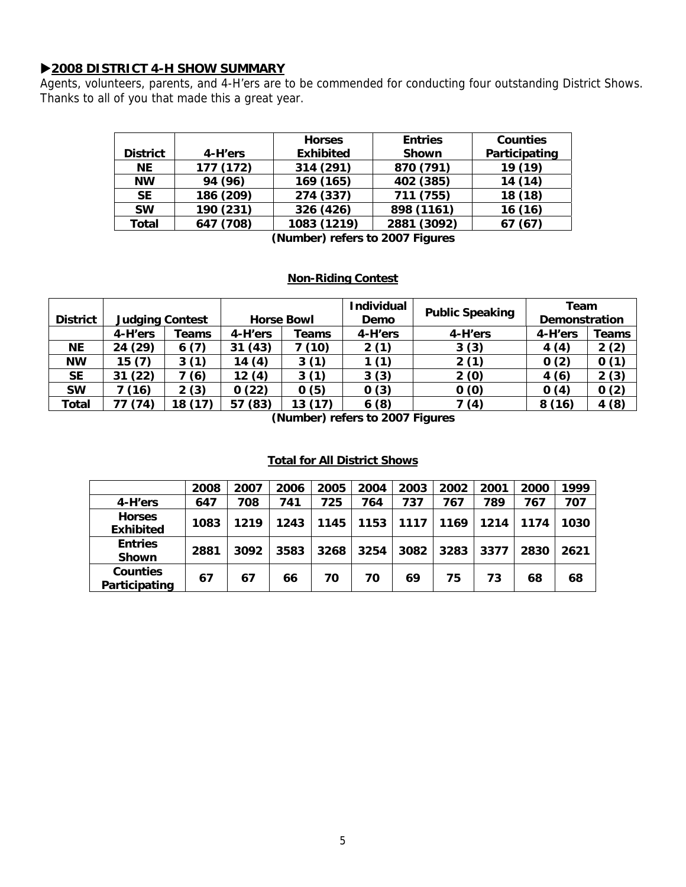## ▶2008 DISTRICT 4-H SHOW SUMMARY

Agents, volunteers, parents, and 4-H'ers are to be commended for conducting four outstanding District Shows. Thanks to all of you that made this a great year.

| District | 4-H'ers | Horses Exhibited | Entries Shown | Counties Participating |
|---|---|---|---|---|
| NE | 177 (172) | 314 (291) | 870 (791) | 19 (19) |
| NW | 94 (96) | 169 (165) | 402 (385) | 14 (14) |
| SE | 186 (209) | 274 (337) | 711 (755) | 18 (18) |
| SW | 190 (231) | 326 (426) | 898 (1161) | 16 (16) |
| Total | 647 (708) | 1083 (1219) | 2881 (3092) | 67 (67) |

**(Number) refers to 2007 Figures**

### Non-Riding Contest

| District | Judging Contest | | Horse Bowl | | Individual Demo | Public Speaking | Team Demonstration | |
|---|---|---|---|---|---|---|---|---|
| | 4-H'ers | Teams | 4-H'ers | Teams | 4-H'ers | 4-H'ers | 4-H'ers | Teams |
| NE | 24 (29) | 6 (7) | 31 (43) | 7 (10) | 2 (1) | 3 (3) | 4 (4) | 2 (2) |
| NW | 15 (7) | 3 (1) | 14 (4) | 3 (1) | 1 (1) | 2 (1) | 0 (2) | 0 (1) |
| SE | 31 (22) | 7 (6) | 12 (4) | 3 (1) | 3 (3) | 2 (0) | 4 (6) | 2 (3) |
| SW | 7 (16) | 2 (3) | 0 (22) | 0 (5) | 0 (3) | 0 (0) | 0 (4) | 0 (2) |
| Total | 77 (74) | 18 (17) | 57 (83) | 13 (17) | 6 (8) | 7 (4) | 8 (16) | 4 (8) |

**(Number) refers to 2007 Figures**

### Total for All District Shows

| | 2008 | 2007 | 2006 | 2005 | 2004 | 2003 | 2002 | 2001 | 2000 | 1999 |
|---|---|---|---|---|---|---|---|---|---|---|
| 4-H'ers | 647 | 708 | 741 | 725 | 764 | 737 | 767 | 789 | 767 | 707 |
| Horses Exhibited | 1083 | 1219 | 1243 | 1145 | 1153 | 1117 | 1169 | 1214 | 1174 | 1030 |
| Entries Shown | 2881 | 3092 | 3583 | 3268 | 3254 | 3082 | 3283 | 3377 | 2830 | 2621 |
| Counties Participating | 67 | 67 | 66 | 70 | 70 | 69 | 75 | 73 | 68 | 68 |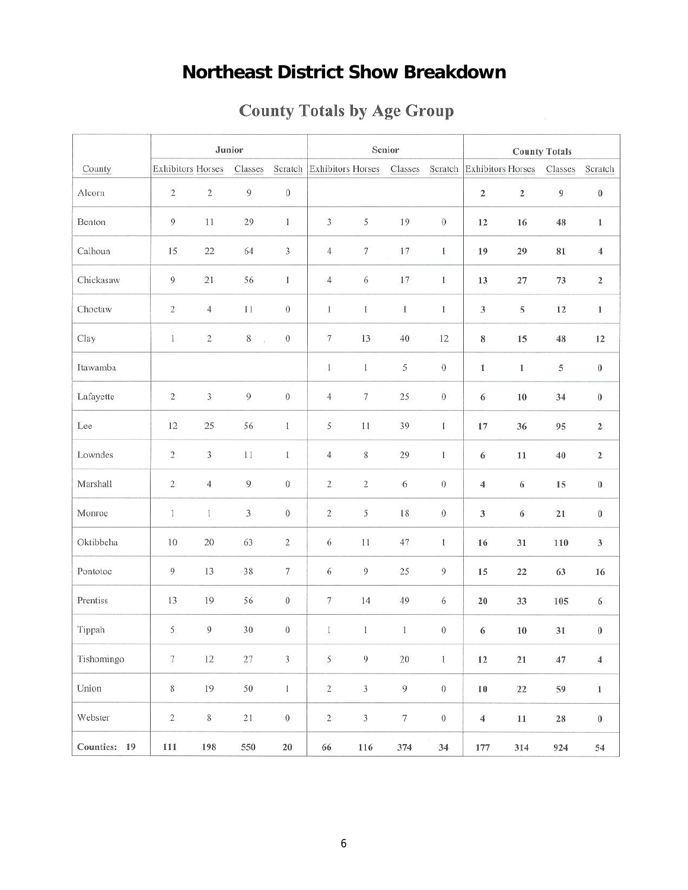# Northeast District Show Breakdown

## County Totals by Age Group

| | Junior | | | | Senior | | | | County Totals | | | |
|---|---|---|---|---|---|---|---|---|---|---|---|---|
| County | Exhibitors | Horses | Classes | Scratch | Exhibitors | Horses | Classes | Scratch | Exhibitors | Horses | Classes | Scratch |
| Alcorn | 2 | 2 | 9 | 0 | | | | | **2** | **2** | 9 | **0** |
| Benton | 9 | 11 | 29 | 1 | 3 | 5 | 19 | 0 | **12** | **16** | **48** | **1** |
| Calhoun | 15 | 22 | 64 | 3 | 4 | 7 | 17 | 1 | **19** | **29** | **81** | **4** |
| Chickasaw | 9 | 21 | 56 | 1 | 4 | 6 | 17 | 1 | **13** | **27** | **73** | **2** |
| Choctaw | 2 | 4 | 11 | 0 | 1 | 1 | 1 | 1 | **3** | **5** | **12** | **1** |
| Clay | 1 | 2 | 8 | 0 | 7 | 13 | 40 | 12 | **8** | **15** | **48** | **12** |
| Itawamba | | | | | 1 | 1 | 5 | 0 | **1** | **1** | 5 | **0** |
| Lafayette | 2 | 3 | 9 | 0 | 4 | 7 | 25 | 0 | **6** | **10** | **34** | **0** |
| Lee | 12 | 25 | 56 | 1 | 5 | 11 | 39 | 1 | **17** | **36** | **95** | **2** |
| Lowndes | 2 | 3 | 11 | 1 | 4 | 8 | 29 | 1 | **6** | **11** | **40** | **2** |
| Marshall | 2 | 4 | 9 | 0 | 2 | 2 | 6 | 0 | **4** | 6 | **15** | **0** |
| Monroe | 1 | 1 | 3 | 0 | 2 | 5 | 18 | 0 | **3** | 6 | **21** | **0** |
| Oktibbeha | 10 | 20 | 63 | 2 | 6 | 11 | 47 | 1 | **16** | **31** | **110** | **3** |
| Pontotoc | 9 | 13 | 38 | 7 | 6 | 9 | 25 | 9 | **15** | **22** | **63** | **16** |
| Prentiss | 13 | 19 | 56 | 0 | 7 | 14 | 49 | 6 | **20** | **33** | **105** | 6 |
| Tippah | 5 | 9 | 30 | 0 | 1 | 1 | 1 | 0 | **6** | **10** | **31** | **0** |
| Tishomingo | 7 | 12 | 27 | 3 | 5 | 9 | 20 | 1 | **12** | **21** | **47** | **4** |
| Union | 8 | 19 | 50 | 1 | 2 | 3 | 9 | 0 | **10** | **22** | **59** | **1** |
| Webster | 2 | 8 | 21 | 0 | 2 | 3 | 7 | 0 | **4** | **11** | **28** | **0** |
| **Counties: 19** | **111** | **198** | **550** | **20** | **66** | **116** | **374** | **34** | **177** | **314** | **924** | **54** |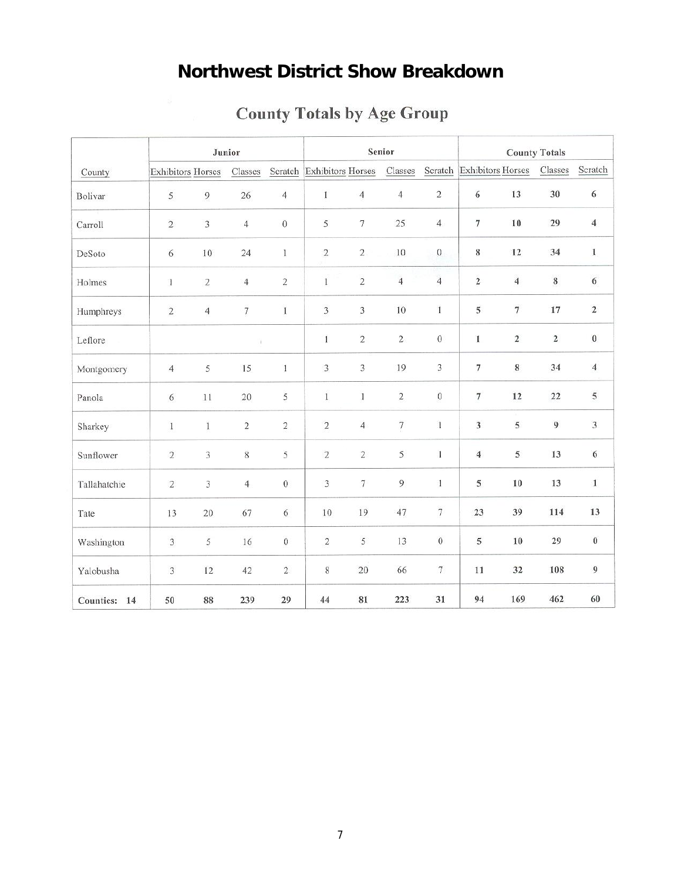# Northwest District Show Breakdown

## County Totals by Age Group

| County | Junior | | | | Senior | | | | County Totals | | | |
|---|---|---|---|---|---|---|---|---|---|---|---|---|
| | Exhibitors | Horses | Classes | Scratch | Exhibitors | Horses | Classes | Scratch | Exhibitors | Horses | Classes | Scratch |
| Bolivar | 5 | 9 | 26 | 4 | 1 | 4 | 4 | 2 | 6 | 13 | 30 | 6 |
| Carroll | 2 | 3 | 4 | 0 | 5 | 7 | 25 | 4 | 7 | 10 | 29 | 4 |
| DeSoto | 6 | 10 | 24 | 1 | 2 | 2 | 10 | 0 | 8 | 12 | 34 | 1 |
| Holmes | 1 | 2 | 4 | 2 | 1 | 2 | 4 | 4 | 2 | 4 | 8 | 6 |
| Humphreys | 2 | 4 | 7 | 1 | 3 | 3 | 10 | 1 | 5 | 7 | 17 | 2 |
| Leflore | | | | | 1 | 2 | 2 | 0 | 1 | 2 | 2 | 0 |
| Montgomery | 4 | 5 | 15 | 1 | 3 | 3 | 19 | 3 | 7 | 8 | 34 | 4 |
| Panola | 6 | 11 | 20 | 5 | 1 | 1 | 2 | 0 | 7 | 12 | 22 | 5 |
| Sharkey | 1 | 1 | 2 | 2 | 2 | 4 | 7 | 1 | 3 | 5 | 9 | 3 |
| Sunflower | 2 | 3 | 8 | 5 | 2 | 2 | 5 | 1 | 4 | 5 | 13 | 6 |
| Tallahatchie | 2 | 3 | 4 | 0 | 3 | 7 | 9 | 1 | 5 | 10 | 13 | 1 |
| Tate | 13 | 20 | 67 | 6 | 10 | 19 | 47 | 7 | 23 | 39 | 114 | 13 |
| Washington | 3 | 5 | 16 | 0 | 2 | 5 | 13 | 0 | 5 | 10 | 29 | 0 |
| Yalobusha | 3 | 12 | 42 | 2 | 8 | 20 | 66 | 7 | 11 | 32 | 108 | 9 |
| **Counties: 14** | **50** | **88** | **239** | **29** | **44** | **81** | **223** | **31** | 94 | 169 | 462 | 60 |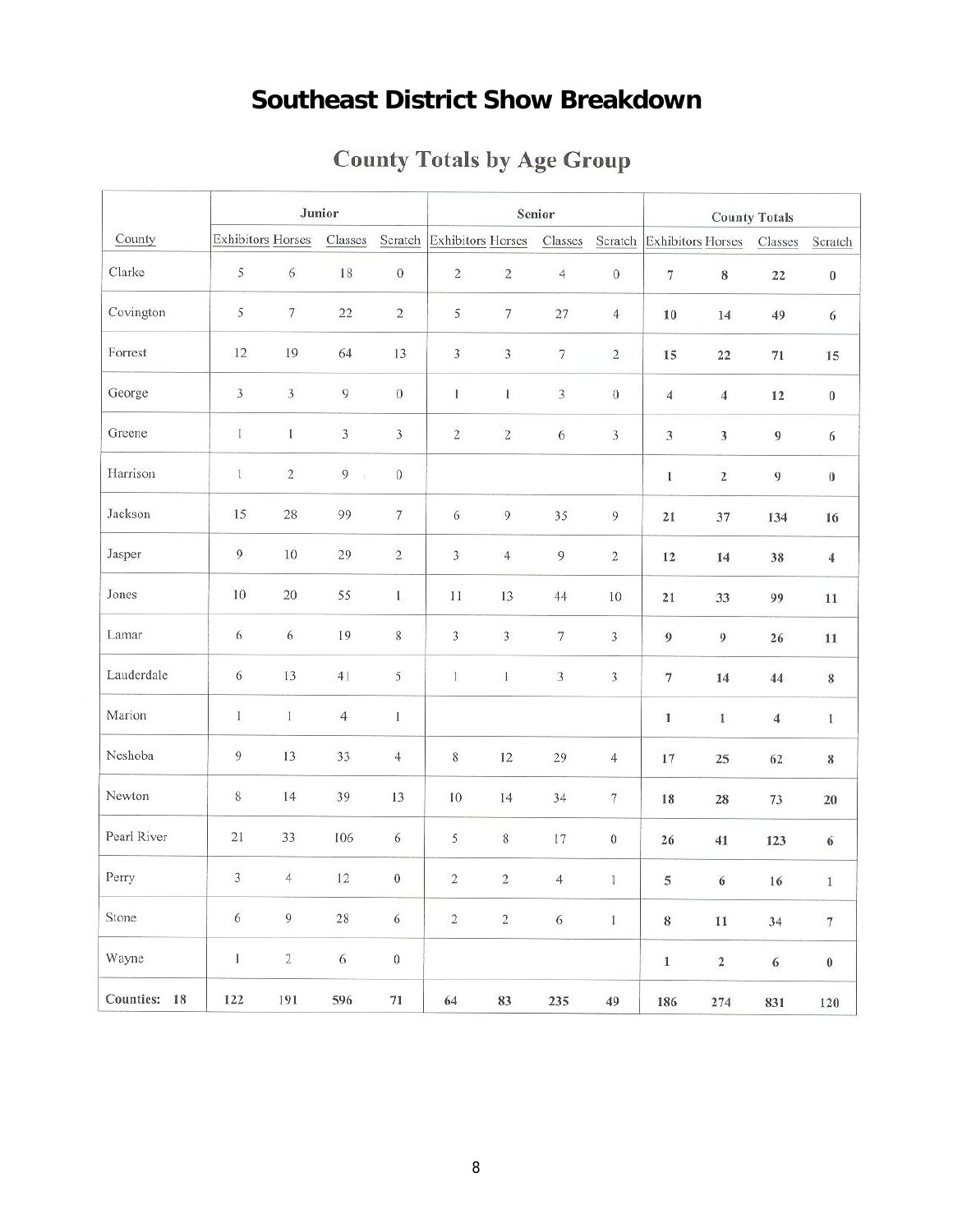# Southeast District Show Breakdown

## County Totals by Age Group

| County | Junior | | | | Senior | | | | County Totals | | | |
|---|---|---|---|---|---|---|---|---|---|---|---|---|
| | Exhibitors | Horses | Classes | Scratch | Exhibitors | Horses | Classes | Scratch | Exhibitors | Horses | Classes | Scratch |
| Clarke | 5 | 6 | 18 | 0 | 2 | 2 | 4 | 0 | 7 | 8 | 22 | 0 |
| Covington | 5 | 7 | 22 | 2 | 5 | 7 | 27 | 4 | 10 | 14 | 49 | 6 |
| Forrest | 12 | 19 | 64 | 13 | 3 | 3 | 7 | 2 | 15 | 22 | 71 | 15 |
| George | 3 | 3 | 9 | 0 | 1 | 1 | 3 | 0 | 4 | 4 | 12 | 0 |
| Greene | 1 | 1 | 3 | 3 | 2 | 2 | 6 | 3 | 3 | 3 | 9 | 6 |
| Harrison | 1 | 2 | 9 | 0 | | | | | 1 | 2 | 9 | 0 |
| Jackson | 15 | 28 | 99 | 7 | 6 | 9 | 35 | 9 | 21 | 37 | 134 | 16 |
| Jasper | 9 | 10 | 29 | 2 | 3 | 4 | 9 | 2 | 12 | 14 | 38 | 4 |
| Jones | 10 | 20 | 55 | 1 | 11 | 13 | 44 | 10 | 21 | 33 | 99 | 11 |
| Lamar | 6 | 6 | 19 | 8 | 3 | 3 | 7 | 3 | 9 | 9 | 26 | 11 |
| Lauderdale | 6 | 13 | 41 | 5 | 1 | 1 | 3 | 3 | 7 | 14 | 44 | 8 |
| Marion | 1 | 1 | 4 | 1 | | | | | 1 | 1 | 4 | 1 |
| Neshoba | 9 | 13 | 33 | 4 | 8 | 12 | 29 | 4 | 17 | 25 | 62 | 8 |
| Newton | 8 | 14 | 39 | 13 | 10 | 14 | 34 | 7 | 18 | 28 | 73 | 20 |
| Pearl River | 21 | 33 | 106 | 6 | 5 | 8 | 17 | 0 | 26 | 41 | 123 | 6 |
| Perry | 3 | 4 | 12 | 0 | 2 | 2 | 4 | 1 | 5 | 6 | 16 | 1 |
| Stone | 6 | 9 | 28 | 6 | 2 | 2 | 6 | 1 | 8 | 11 | 34 | 7 |
| Wayne | 1 | 2 | 6 | 0 | | | | | 1 | 2 | 6 | 0 |
| **Counties: 18** | **122** | **191** | **596** | **71** | **64** | **83** | **235** | **49** | **186** | **274** | **831** | **120** |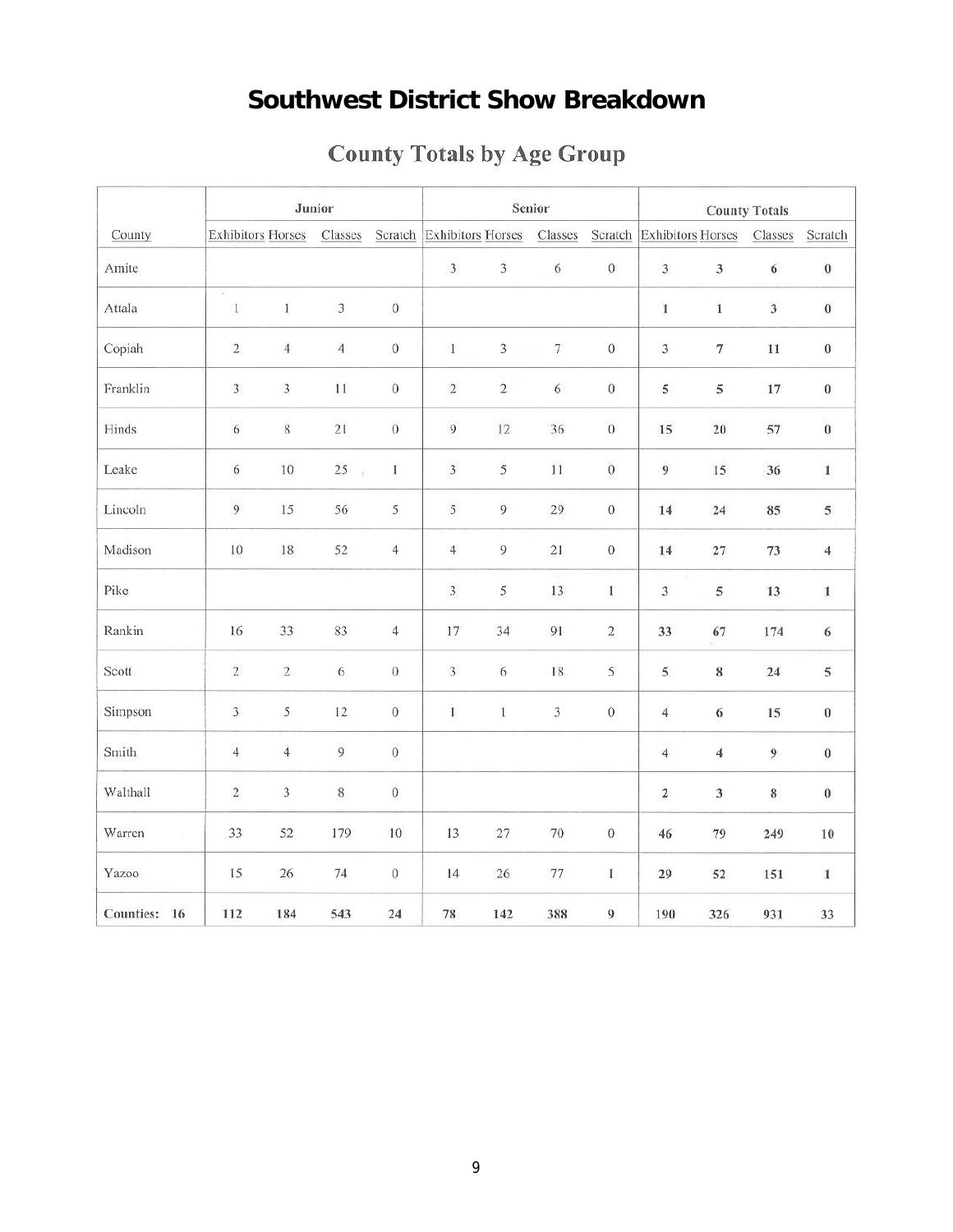# Southwest District Show Breakdown

## County Totals by Age Group

| County | Junior | | | | Senior | | | | County Totals | | | |
|---|---|---|---|---|---|---|---|---|---|---|---|---|
| | Exhibitors | Horses | Classes | Scratch | Exhibitors | Horses | Classes | Scratch | Exhibitors | Horses | Classes | Scratch |
| Amite | | | | | 3 | 3 | 6 | 0 | 3 | 3 | 6 | 0 |
| Attala | 1 | 1 | 3 | 0 | | | | | 1 | 1 | 3 | 0 |
| Copiah | 2 | 4 | 4 | 0 | 1 | 3 | 7 | 0 | 3 | 7 | 11 | 0 |
| Franklin | 3 | 3 | 11 | 0 | 2 | 2 | 6 | 0 | 5 | 5 | 17 | 0 |
| Hinds | 6 | 8 | 21 | 0 | 9 | 12 | 36 | 0 | 15 | 20 | 57 | 0 |
| Leake | 6 | 10 | 25 | 1 | 3 | 5 | 11 | 0 | 9 | 15 | 36 | 1 |
| Lincoln | 9 | 15 | 56 | 5 | 5 | 9 | 29 | 0 | 14 | 24 | 85 | 5 |
| Madison | 10 | 18 | 52 | 4 | 4 | 9 | 21 | 0 | 14 | 27 | 73 | 4 |
| Pike | | | | | 3 | 5 | 13 | 1 | 3 | 5 | 13 | 1 |
| Rankin | 16 | 33 | 83 | 4 | 17 | 34 | 91 | 2 | 33 | 67 | 174 | 6 |
| Scott | 2 | 2 | 6 | 0 | 3 | 6 | 18 | 5 | 5 | 8 | 24 | 5 |
| Simpson | 3 | 5 | 12 | 0 | 1 | 1 | 3 | 0 | 4 | 6 | 15 | 0 |
| Smith | 4 | 4 | 9 | 0 | | | | | 4 | 4 | 9 | 0 |
| Walthall | 2 | 3 | 8 | 0 | | | | | 2 | 3 | 8 | 0 |
| Warren | 33 | 52 | 179 | 10 | 13 | 27 | 70 | 0 | 46 | 79 | 249 | 10 |
| Yazoo | 15 | 26 | 74 | 0 | 14 | 26 | 77 | 1 | 29 | 52 | 151 | 1 |
| **Counties: 16** | **112** | **184** | **543** | **24** | **78** | **142** | **388** | **9** | **190** | **326** | **931** | **33** |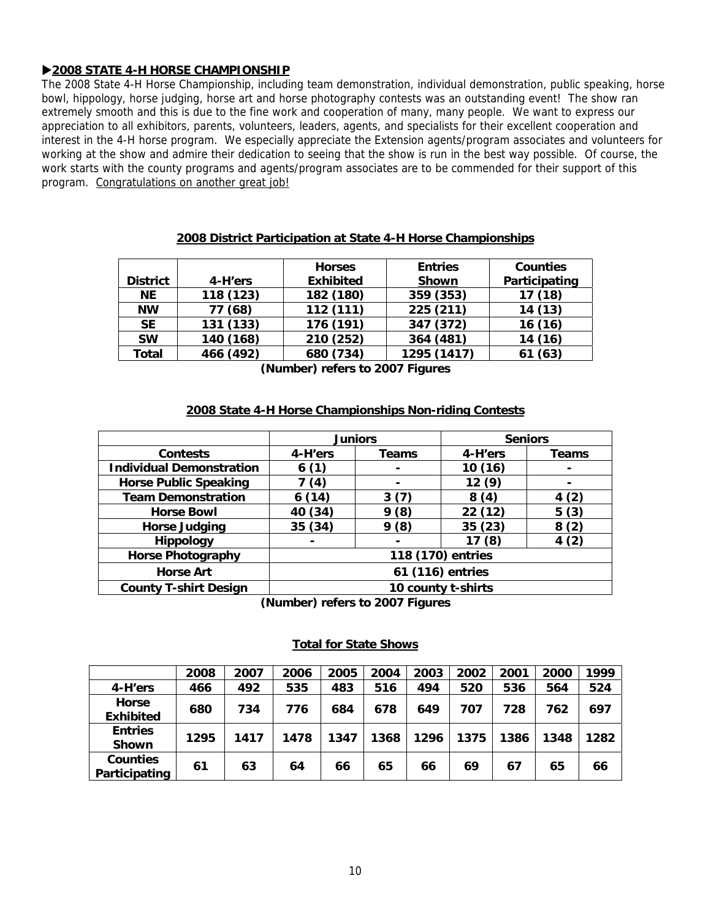## ▶2008 STATE 4-H HORSE CHAMPIONSHIP

The 2008 State 4-H Horse Championship, including team demonstration, individual demonstration, public speaking, horse bowl, hippology, horse judging, horse art and horse photography contests was an outstanding event! The show ran extremely smooth and this is due to the fine work and cooperation of many, many people. We want to express our appreciation to all exhibitors, parents, volunteers, leaders, agents, and specialists for their excellent cooperation and interest in the 4-H horse program. We especially appreciate the Extension agents/program associates and volunteers for working at the show and admire their dedication to seeing that the show is run in the best way possible. Of course, the work starts with the county programs and agents/program associates are to be commended for their support of this program. Congratulations on another great job!

### 2008 District Participation at State 4-H Horse Championships

| District | 4-H'ers | Horses Exhibited | Entries Shown | Counties Participating |
|---|---|---|---|---|
| NE | 118 (123) | 182 (180) | 359 (353) | 17 (18) |
| NW | 77 (68) | 112 (111) | 225 (211) | 14 (13) |
| SE | 131 (133) | 176 (191) | 347 (372) | 16 (16) |
| SW | 140 (168) | 210 (252) | 364 (481) | 14 (16) |
| Total | 466 (492) | 680 (734) | 1295 (1417) | 61 (63) |

**(Number) refers to 2007 Figures**

### 2008 State 4-H Horse Championships Non-riding Contests

| | Juniors | | Seniors | |
|---|---|---|---|---|
| Contests | 4-H'ers | Teams | 4-H'ers | Teams |
| Individual Demonstration | 6 (1) | - | 10 (16) | - |
| Horse Public Speaking | 7 (4) | - | 12 (9) | - |
| Team Demonstration | 6 (14) | 3 (7) | 8 (4) | 4 (2) |
| Horse Bowl | 40 (34) | 9 (8) | 22 (12) | 5 (3) |
| Horse Judging | 35 (34) | 9 (8) | 35 (23) | 8 (2) |
| Hippology | - | - | 17 (8) | 4 (2) |
| Horse Photography | 118 (170) entries | | | |
| Horse Art | 61 (116) entries | | | |
| County T-shirt Design | 10 county t-shirts | | | |

**(Number) refers to 2007 Figures**

### Total for State Shows

| | 2008 | 2007 | 2006 | 2005 | 2004 | 2003 | 2002 | 2001 | 2000 | 1999 |
|---|---|---|---|---|---|---|---|---|---|---|
| 4-H'ers | 466 | 492 | 535 | 483 | 516 | 494 | 520 | 536 | 564 | 524 |
| Horse Exhibited | 680 | 734 | 776 | 684 | 678 | 649 | 707 | 728 | 762 | 697 |
| Entries Shown | 1295 | 1417 | 1478 | 1347 | 1368 | 1296 | 1375 | 1386 | 1348 | 1282 |
| Counties Participating | 61 | 63 | 64 | 66 | 65 | 66 | 69 | 67 | 65 | 66 |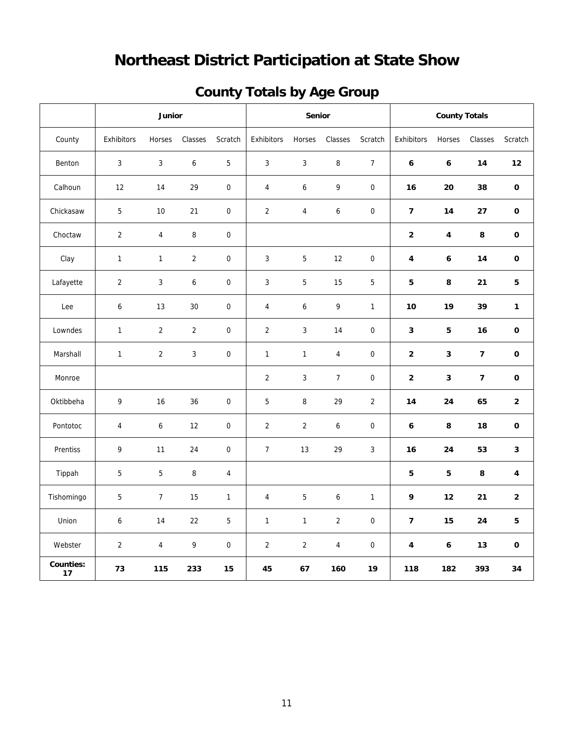# Northeast District Participation at State Show

## County Totals by Age Group

| | Junior | | | | Senior | | | | County Totals | | | |
|---|---|---|---|---|---|---|---|---|---|---|---|---|
| County | Exhibitors | Horses | Classes | Scratch | Exhibitors | Horses | Classes | Scratch | Exhibitors | Horses | Classes | Scratch |
| Benton | 3 | 3 | 6 | 5 | 3 | 3 | 8 | 7 | **6** | **6** | **14** | **12** |
| Calhoun | 12 | 14 | 29 | 0 | 4 | 6 | 9 | 0 | **16** | **20** | **38** | **0** |
| Chickasaw | 5 | 10 | 21 | 0 | 2 | 4 | 6 | 0 | **7** | **14** | **27** | **0** |
| Choctaw | 2 | 4 | 8 | 0 | | | | | **2** | **4** | **8** | **0** |
| Clay | 1 | 1 | 2 | 0 | 3 | 5 | 12 | 0 | **4** | **6** | **14** | **0** |
| Lafayette | 2 | 3 | 6 | 0 | 3 | 5 | 15 | 5 | **5** | **8** | **21** | **5** |
| Lee | 6 | 13 | 30 | 0 | 4 | 6 | 9 | 1 | **10** | **19** | **39** | **1** |
| Lowndes | 1 | 2 | 2 | 0 | 2 | 3 | 14 | 0 | **3** | **5** | **16** | **0** |
| Marshall | 1 | 2 | 3 | 0 | 1 | 1 | 4 | 0 | **2** | **3** | **7** | **0** |
| Monroe | | | | | 2 | 3 | 7 | 0 | **2** | **3** | **7** | **0** |
| Oktibbeha | 9 | 16 | 36 | 0 | 5 | 8 | 29 | 2 | **14** | **24** | **65** | **2** |
| Pontotoc | 4 | 6 | 12 | 0 | 2 | 2 | 6 | 0 | **6** | **8** | **18** | **0** |
| Prentiss | 9 | 11 | 24 | 0 | 7 | 13 | 29 | 3 | **16** | **24** | **53** | **3** |
| Tippah | 5 | 5 | 8 | 4 | | | | | **5** | **5** | **8** | **4** |
| Tishomingo | 5 | 7 | 15 | 1 | 4 | 5 | 6 | 1 | **9** | **12** | **21** | **2** |
| Union | 6 | 14 | 22 | 5 | 1 | 1 | 2 | 0 | **7** | **15** | **24** | **5** |
| Webster | 2 | 4 | 9 | 0 | 2 | 2 | 4 | 0 | **4** | **6** | **13** | **0** |
| **Counties: 17** | **73** | **115** | **233** | **15** | **45** | **67** | **160** | **19** | **118** | **182** | **393** | **34** |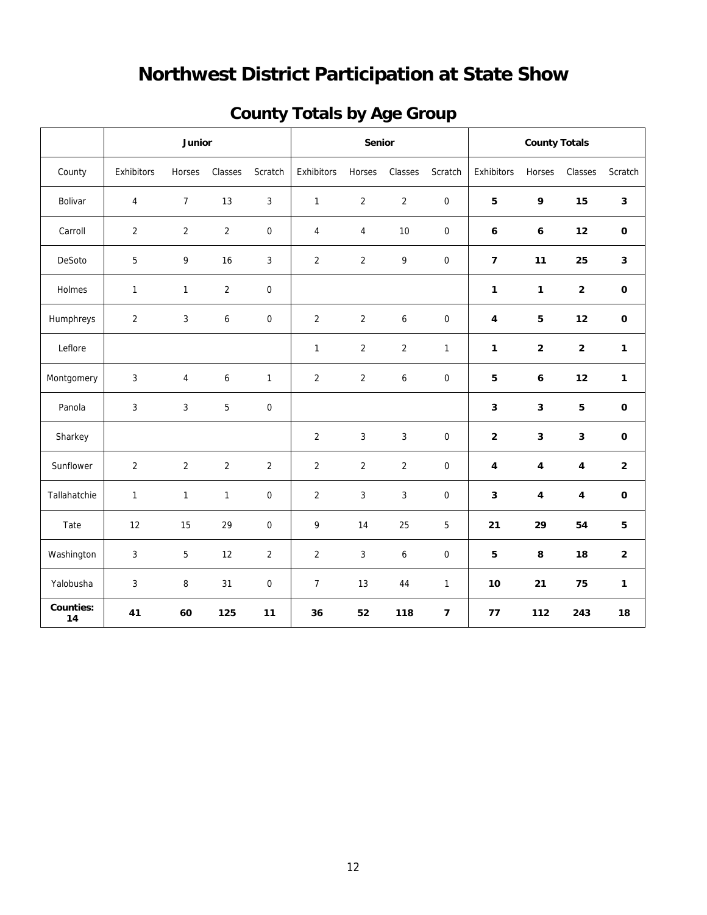# Northwest District Participation at State Show

## County Totals by Age Group

| | **Junior** | | | | **Senior** | | | | **County Totals** | | | |
|---|---|---|---|---|---|---|---|---|---|---|---|---|
| County | Exhibitors | Horses | Classes | Scratch | Exhibitors | Horses | Classes | Scratch | Exhibitors | Horses | Classes | Scratch |
| Bolivar | 4 | 7 | 13 | 3 | 1 | 2 | 2 | 0 | **5** | **9** | **15** | **3** |
| Carroll | 2 | 2 | 2 | 0 | 4 | 4 | 10 | 0 | **6** | **6** | **12** | **0** |
| DeSoto | 5 | 9 | 16 | 3 | 2 | 2 | 9 | 0 | **7** | **11** | **25** | **3** |
| Holmes | 1 | 1 | 2 | 0 | | | | | **1** | **1** | **2** | **0** |
| Humphreys | 2 | 3 | 6 | 0 | 2 | 2 | 6 | 0 | **4** | **5** | **12** | **0** |
| Leflore | | | | | 1 | 2 | 2 | 1 | **1** | **2** | **2** | **1** |
| Montgomery | 3 | 4 | 6 | 1 | 2 | 2 | 6 | 0 | **5** | **6** | **12** | **1** |
| Panola | 3 | 3 | 5 | 0 | | | | | **3** | **3** | **5** | **0** |
| Sharkey | | | | | 2 | 3 | 3 | 0 | **2** | **3** | **3** | **0** |
| Sunflower | 2 | 2 | 2 | 2 | 2 | 2 | 2 | 0 | **4** | **4** | **4** | **2** |
| Tallahatchie | 1 | 1 | 1 | 0 | 2 | 3 | 3 | 0 | **3** | **4** | **4** | **0** |
| Tate | 12 | 15 | 29 | 0 | 9 | 14 | 25 | 5 | **21** | **29** | **54** | **5** |
| Washington | 3 | 5 | 12 | 2 | 2 | 3 | 6 | 0 | **5** | **8** | **18** | **2** |
| Yalobusha | 3 | 8 | 31 | 0 | 7 | 13 | 44 | 1 | **10** | **21** | **75** | **1** |
| **Counties: 14** | **41** | **60** | **125** | **11** | **36** | **52** | **118** | **7** | **77** | **112** | **243** | **18** |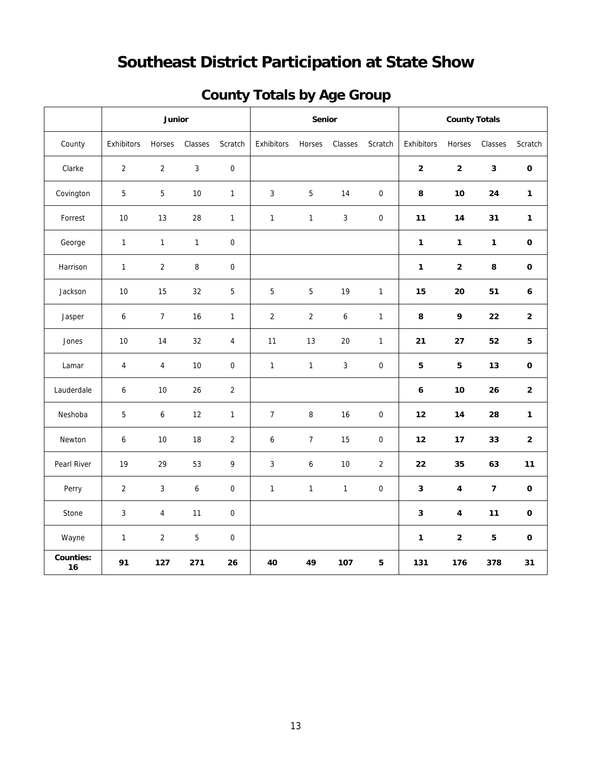# Southeast District Participation at State Show

## County Totals by Age Group

| | Junior | | | | Senior | | | | County Totals | | | |
|---|---|---|---|---|---|---|---|---|---|---|---|---|
| County | Exhibitors | Horses | Classes | Scratch | Exhibitors | Horses | Classes | Scratch | Exhibitors | Horses | Classes | Scratch |
| Clarke | 2 | 2 | 3 | 0 | | | | | **2** | **2** | **3** | **0** |
| Covington | 5 | 5 | 10 | 1 | 3 | 5 | 14 | 0 | **8** | **10** | **24** | **1** |
| Forrest | 10 | 13 | 28 | 1 | 1 | 1 | 3 | 0 | **11** | **14** | **31** | **1** |
| George | 1 | 1 | 1 | 0 | | | | | **1** | **1** | **1** | **0** |
| Harrison | 1 | 2 | 8 | 0 | | | | | **1** | **2** | **8** | **0** |
| Jackson | 10 | 15 | 32 | 5 | 5 | 5 | 19 | 1 | **15** | **20** | **51** | **6** |
| Jasper | 6 | 7 | 16 | 1 | 2 | 2 | 6 | 1 | **8** | **9** | **22** | **2** |
| Jones | 10 | 14 | 32 | 4 | 11 | 13 | 20 | 1 | **21** | **27** | **52** | **5** |
| Lamar | 4 | 4 | 10 | 0 | 1 | 1 | 3 | 0 | **5** | **5** | **13** | **0** |
| Lauderdale | 6 | 10 | 26 | 2 | | | | | **6** | **10** | **26** | **2** |
| Neshoba | 5 | 6 | 12 | 1 | 7 | 8 | 16 | 0 | **12** | **14** | **28** | **1** |
| Newton | 6 | 10 | 18 | 2 | 6 | 7 | 15 | 0 | **12** | **17** | **33** | **2** |
| Pearl River | 19 | 29 | 53 | 9 | 3 | 6 | 10 | 2 | **22** | **35** | **63** | **11** |
| Perry | 2 | 3 | 6 | 0 | 1 | 1 | 1 | 0 | **3** | **4** | **7** | **0** |
| Stone | 3 | 4 | 11 | 0 | | | | | **3** | **4** | **11** | **0** |
| Wayne | 1 | 2 | 5 | 0 | | | | | **1** | **2** | **5** | **0** |
| **Counties: 16** | **91** | **127** | **271** | **26** | **40** | **49** | **107** | **5** | **131** | **176** | **378** | **31** |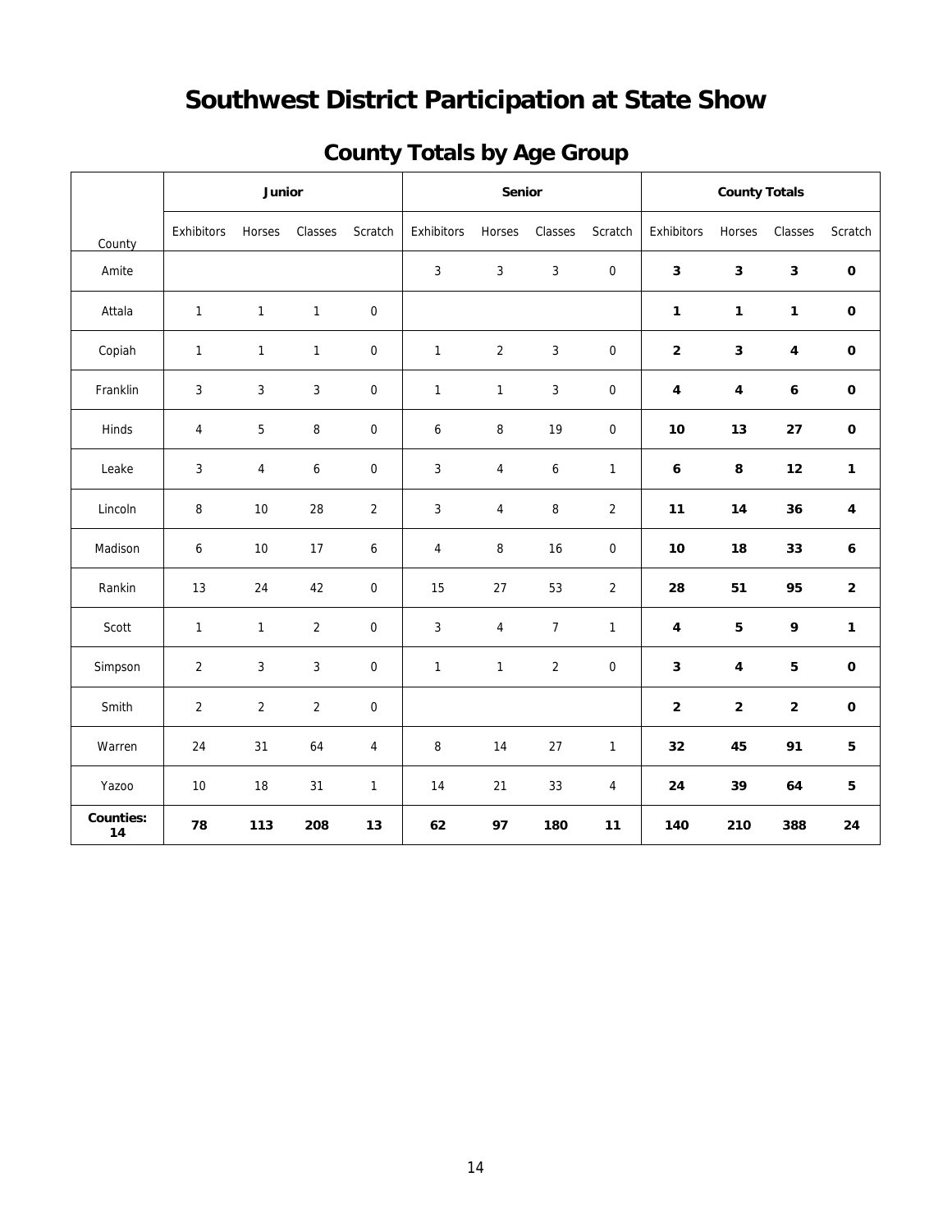# Southwest District Participation at State Show

## County Totals by Age Group

| County | Junior | | | | Senior | | | | County Totals | | | |
|---|---|---|---|---|---|---|---|---|---|---|---|---|
| | Exhibitors | Horses | Classes | Scratch | Exhibitors | Horses | Classes | Scratch | Exhibitors | Horses | Classes | Scratch |
| Amite | | | | | 3 | 3 | 3 | 0 | **3** | **3** | **3** | **0** |
| Attala | 1 | 1 | 1 | 0 | | | | | **1** | **1** | **1** | **0** |
| Copiah | 1 | 1 | 1 | 0 | 1 | 2 | 3 | 0 | **2** | **3** | **4** | **0** |
| Franklin | 3 | 3 | 3 | 0 | 1 | 1 | 3 | 0 | **4** | **4** | **6** | **0** |
| Hinds | 4 | 5 | 8 | 0 | 6 | 8 | 19 | 0 | **10** | **13** | **27** | **0** |
| Leake | 3 | 4 | 6 | 0 | 3 | 4 | 6 | 1 | **6** | **8** | **12** | **1** |
| Lincoln | 8 | 10 | 28 | 2 | 3 | 4 | 8 | 2 | **11** | **14** | **36** | **4** |
| Madison | 6 | 10 | 17 | 6 | 4 | 8 | 16 | 0 | **10** | **18** | **33** | **6** |
| Rankin | 13 | 24 | 42 | 0 | 15 | 27 | 53 | 2 | **28** | **51** | **95** | **2** |
| Scott | 1 | 1 | 2 | 0 | 3 | 4 | 7 | 1 | **4** | **5** | **9** | **1** |
| Simpson | 2 | 3 | 3 | 0 | 1 | 1 | 2 | 0 | **3** | **4** | **5** | **0** |
| Smith | 2 | 2 | 2 | 0 | | | | | **2** | **2** | **2** | **0** |
| Warren | 24 | 31 | 64 | 4 | 8 | 14 | 27 | 1 | **32** | **45** | **91** | **5** |
| Yazoo | 10 | 18 | 31 | 1 | 14 | 21 | 33 | 4 | **24** | **39** | **64** | **5** |
| **Counties: 14** | **78** | **113** | **208** | **13** | **62** | **97** | **180** | **11** | **140** | **210** | **388** | **24** |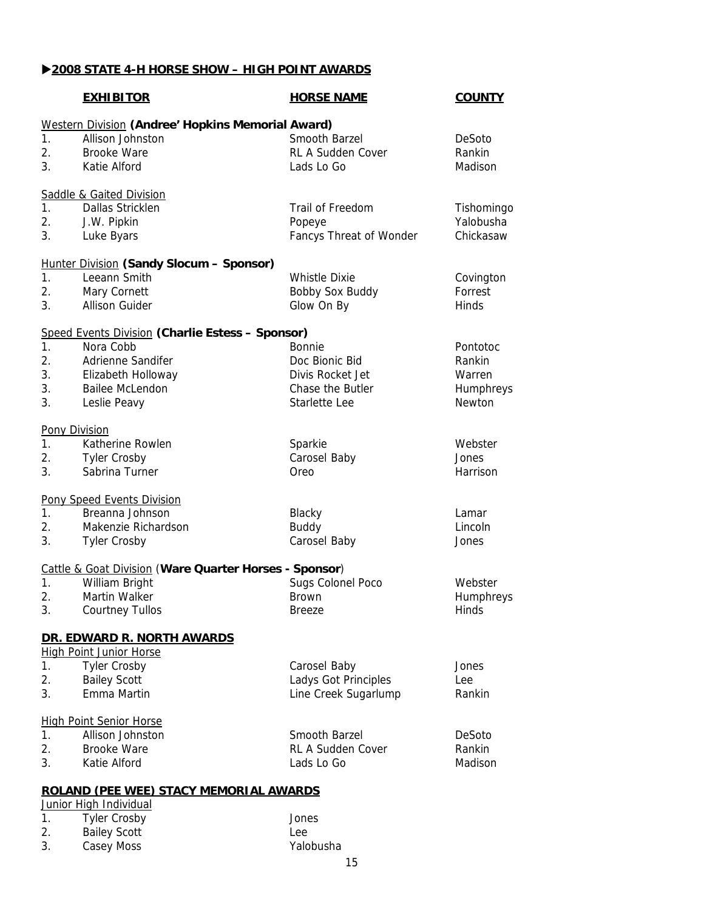## ▶2008 STATE 4-H HORSE SHOW – HIGH POINT AWARDS

| | EXHIBITOR | HORSE NAME | COUNTY |
|---|---|---|---|
| | **Western Division (Andree' Hopkins Memorial Award)** | | |
| 1. | Allison Johnston | Smooth Barzel | DeSoto |
| 2. | Brooke Ware | RL A Sudden Cover | Rankin |
| 3. | Katie Alford | Lads Lo Go | Madison |
| | **Saddle & Gaited Division** | | |
| 1. | Dallas Stricklen | Trail of Freedom | Tishomingo |
| 2. | J.W. Pipkin | Popeye | Yalobusha |
| 3. | Luke Byars | Fancys Threat of Wonder | Chickasaw |
| | **Hunter Division (Sandy Slocum – Sponsor)** | | |
| 1. | Leeann Smith | Whistle Dixie | Covington |
| 2. | Mary Cornett | Bobby Sox Buddy | Forrest |
| 3. | Allison Guider | Glow On By | Hinds |
| | **Speed Events Division (Charlie Estess – Sponsor)** | | |
| 1. | Nora Cobb | Bonnie | Pontotoc |
| 2. | Adrienne Sandifer | Doc Bionic Bid | Rankin |
| 3. | Elizabeth Holloway | Divis Rocket Jet | Warren |
| 3. | Bailee McLendon | Chase the Butler | Humphreys |
| 3. | Leslie Peavy | Starlette Lee | Newton |
| | **Pony Division** | | |
| 1. | Katherine Rowlen | Sparkie | Webster |
| 2. | Tyler Crosby | Carosel Baby | Jones |
| 3. | Sabrina Turner | Oreo | Harrison |
| | **Pony Speed Events Division** | | |
| 1. | Breanna Johnson | Blacky | Lamar |
| 2. | Makenzie Richardson | Buddy | Lincoln |
| 3. | Tyler Crosby | Carosel Baby | Jones |
| | **Cattle & Goat Division (Ware Quarter Horses - Sponsor)** | | |
| 1. | William Bright | Sugs Colonel Poco | Webster |
| 2. | Martin Walker | Brown | Humphreys |
| 3. | Courtney Tullos | Breeze | Hinds |

### DR. EDWARD R. NORTH AWARDS

| | EXHIBITOR | HORSE NAME | COUNTY |
|---|---|---|---|
| | **High Point Junior Horse** | | |
| 1. | Tyler Crosby | Carosel Baby | Jones |
| 2. | Bailey Scott | Ladys Got Principles | Lee |
| 3. | Emma Martin | Line Creek Sugarlump | Rankin |
| | **High Point Senior Horse** | | |
| 1. | Allison Johnston | Smooth Barzel | DeSoto |
| 2. | Brooke Ware | RL A Sudden Cover | Rankin |
| 3. | Katie Alford | Lads Lo Go | Madison |

### ROLAND (PEE WEE) STACY MEMORIAL AWARDS

| | Junior High Individual | COUNTY |
|---|---|---|
| 1. | Tyler Crosby | Jones |
| 2. | Bailey Scott | Lee |
| 3. | Casey Moss | Yalobusha |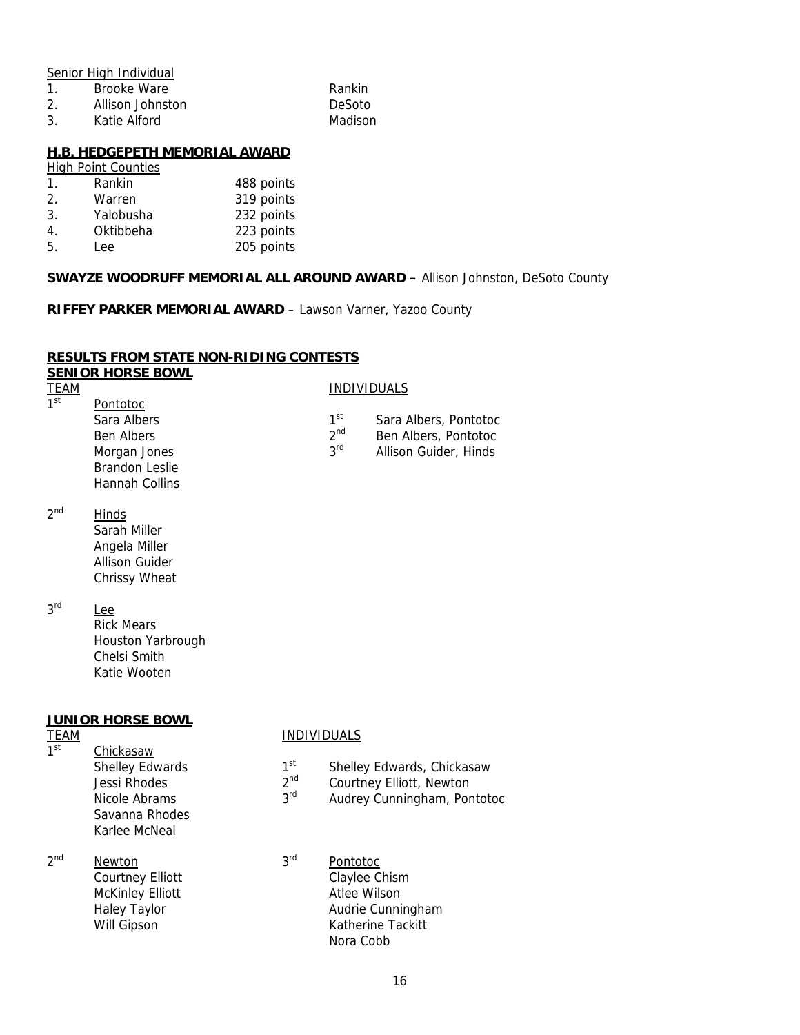Senior High Individual

| | | |
|---|---|---|
| 1. | Brooke Ware | Rankin |
| 2. | Allison Johnston | DeSoto |
| 3. | Katie Alford | Madison |

## H.B. HEDGEPETH MEMORIAL AWARD

High Point Counties

| | | |
|---|---|---|
| 1. | Rankin | 488 points |
| 2. | Warren | 319 points |
| 3. | Yalobusha | 232 points |
| 4. | Oktibbeha | 223 points |
| 5. | Lee | 205 points |

**SWAYZE WOODRUFF MEMORIAL ALL AROUND AWARD –** Allison Johnston, DeSoto County

**RIFFEY PARKER MEMORIAL AWARD** – Lawson Varner, Yazoo County

## RESULTS FROM STATE NON-RIDING CONTESTS

### SENIOR HORSE BOWL

TEAM

1st Pontotoc
- Sara Albers
- Ben Albers
- Morgan Jones
- Brandon Leslie
- Hannah Collins

2nd Hinds
- Sarah Miller
- Angela Miller
- Allison Guider
- Chrissy Wheat

3rd Lee
- Rick Mears
- Houston Yarbrough
- Chelsi Smith
- Katie Wooten

INDIVIDUALS

- 1st Sara Albers, Pontotoc
- 2nd Ben Albers, Pontotoc
- 3rd Allison Guider, Hinds

### JUNIOR HORSE BOWL

TEAM

1st Chickasaw
- Shelley Edwards
- Jessi Rhodes
- Nicole Abrams
- Savanna Rhodes
- Karlee McNeal

2nd Newton
- Courtney Elliott
- McKinley Elliott
- Haley Taylor
- Will Gipson

3rd Pontotoc
- Claylee Chism
- Atlee Wilson
- Audrie Cunningham
- Katherine Tackitt
- Nora Cobb

INDIVIDUALS

- 1st Shelley Edwards, Chickasaw
- 2nd Courtney Elliott, Newton
- 3rd Audrey Cunningham, Pontotoc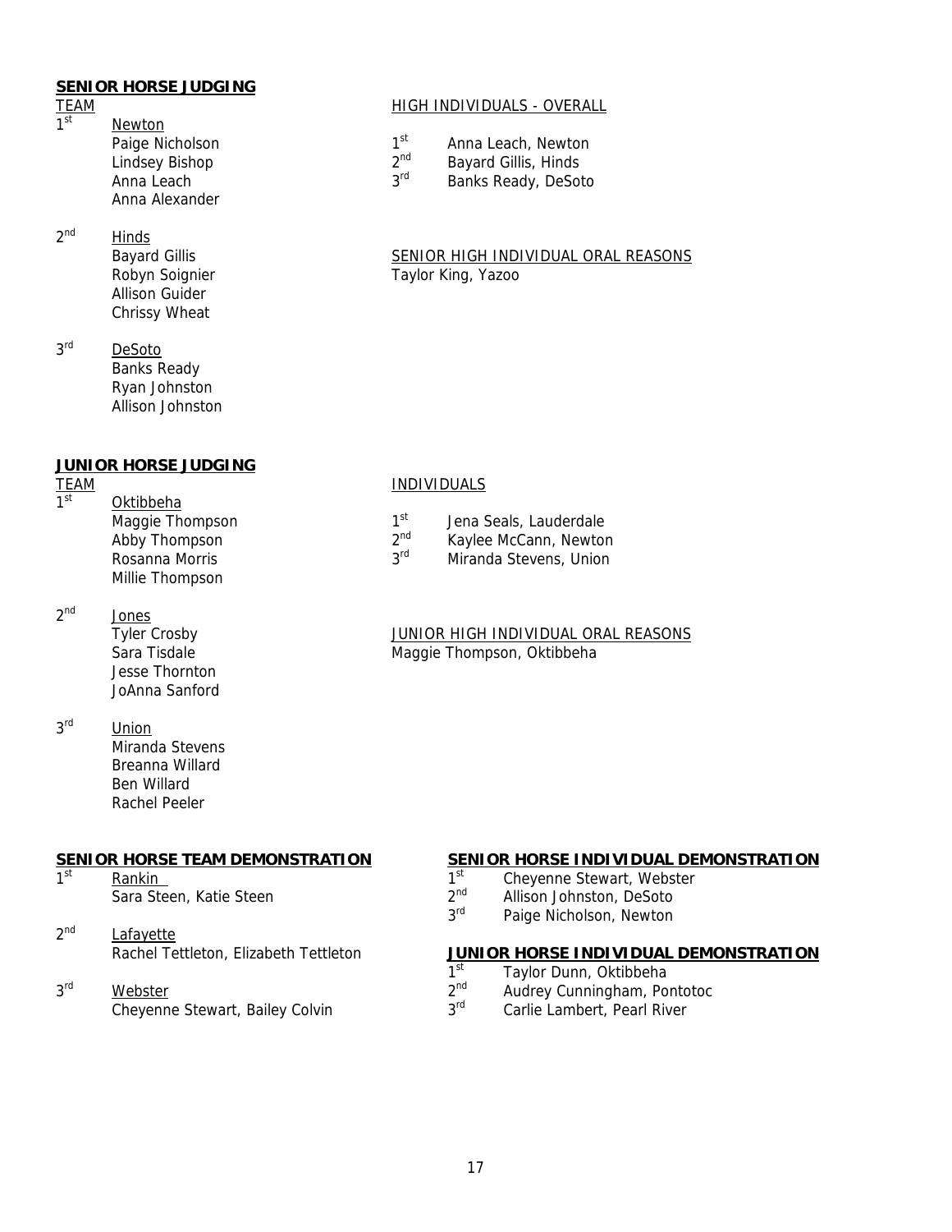## SENIOR HORSE JUDGING

TEAM

1st Newton
- Paige Nicholson
- Lindsey Bishop
- Anna Leach
- Anna Alexander

2nd Hinds
- Bayard Gillis
- Robyn Soignier
- Allison Guider
- Chrissy Wheat

3rd DeSoto
- Banks Ready
- Ryan Johnston
- Allison Johnston

HIGH INDIVIDUALS - OVERALL

1st Anna Leach, Newton
2nd Bayard Gillis, Hinds
3rd Banks Ready, DeSoto

SENIOR HIGH INDIVIDUAL ORAL REASONS

Taylor King, Yazoo

## JUNIOR HORSE JUDGING

TEAM

1st Oktibbeha
- Maggie Thompson
- Abby Thompson
- Rosanna Morris
- Millie Thompson

2nd Jones
- Tyler Crosby
- Sara Tisdale
- Jesse Thornton
- JoAnna Sanford

3rd Union
- Miranda Stevens
- Breanna Willard
- Ben Willard
- Rachel Peeler

INDIVIDUALS

1st Jena Seals, Lauderdale
2nd Kaylee McCann, Newton
3rd Miranda Stevens, Union

JUNIOR HIGH INDIVIDUAL ORAL REASONS

Maggie Thompson, Oktibbeha

## SENIOR HORSE TEAM DEMONSTRATION

1st Rankin
Sara Steen, Katie Steen

2nd Lafayette
Rachel Tettleton, Elizabeth Tettleton

3rd Webster
Cheyenne Stewart, Bailey Colvin

## SENIOR HORSE INDIVIDUAL DEMONSTRATION

1st Cheyenne Stewart, Webster
2nd Allison Johnston, DeSoto
3rd Paige Nicholson, Newton

## JUNIOR HORSE INDIVIDUAL DEMONSTRATION

1st Taylor Dunn, Oktibbeha
2nd Audrey Cunningham, Pontotoc
3rd Carlie Lambert, Pearl River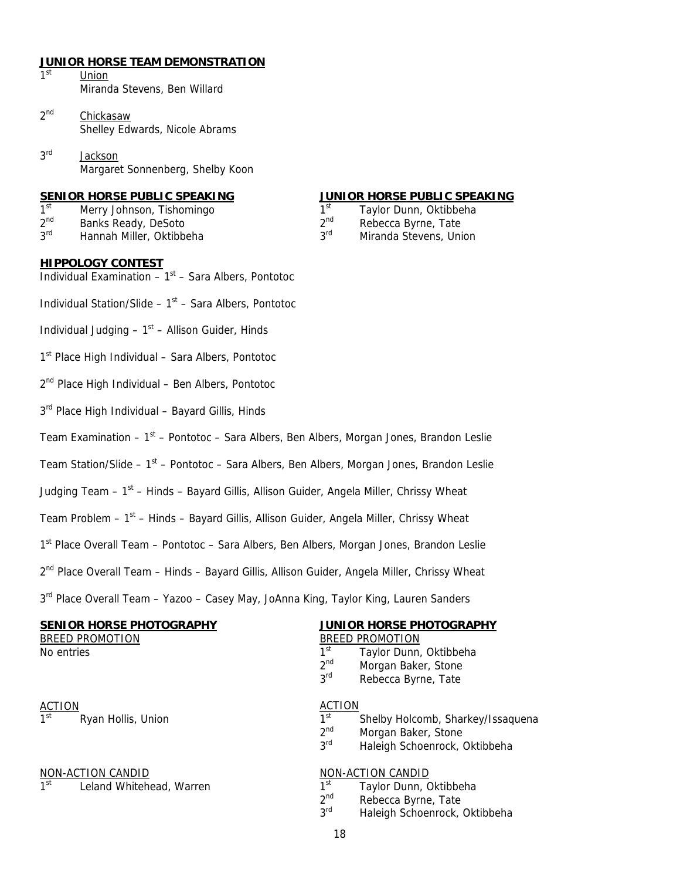**JUNIOR HORSE TEAM DEMONSTRATION**

1st Union
Miranda Stevens, Ben Willard

2nd Chickasaw
Shelley Edwards, Nicole Abrams

3rd Jackson
Margaret Sonnenberg, Shelby Koon

**SENIOR HORSE PUBLIC SPEAKING**

1st Merry Johnson, Tishomingo
2nd Banks Ready, DeSoto
3rd Hannah Miller, Oktibbeha

**JUNIOR HORSE PUBLIC SPEAKING**

1st Taylor Dunn, Oktibbeha
2nd Rebecca Byrne, Tate
3rd Miranda Stevens, Union

**HIPPOLOGY CONTEST**

Individual Examination – 1st – Sara Albers, Pontotoc

Individual Station/Slide – 1st – Sara Albers, Pontotoc

Individual Judging – 1st – Allison Guider, Hinds

1st Place High Individual – Sara Albers, Pontotoc

2nd Place High Individual – Ben Albers, Pontotoc

3rd Place High Individual – Bayard Gillis, Hinds

Team Examination – 1st – Pontotoc – Sara Albers, Ben Albers, Morgan Jones, Brandon Leslie

Team Station/Slide – 1st – Pontotoc – Sara Albers, Ben Albers, Morgan Jones, Brandon Leslie

Judging Team – 1st – Hinds – Bayard Gillis, Allison Guider, Angela Miller, Chrissy Wheat

Team Problem – 1st – Hinds – Bayard Gillis, Allison Guider, Angela Miller, Chrissy Wheat

1st Place Overall Team – Pontotoc – Sara Albers, Ben Albers, Morgan Jones, Brandon Leslie

2nd Place Overall Team – Hinds – Bayard Gillis, Allison Guider, Angela Miller, Chrissy Wheat

3rd Place Overall Team – Yazoo – Casey May, JoAnna King, Taylor King, Lauren Sanders

**SENIOR HORSE PHOTOGRAPHY**

BREED PROMOTION
No entries

ACTION
1st Ryan Hollis, Union

NON-ACTION CANDID
1st Leland Whitehead, Warren

**JUNIOR HORSE PHOTOGRAPHY**

BREED PROMOTION
1st Taylor Dunn, Oktibbeha
2nd Morgan Baker, Stone
3rd Rebecca Byrne, Tate

ACTION
1st Shelby Holcomb, Sharkey/Issaquena
2nd Morgan Baker, Stone
3rd Haleigh Schoenrock, Oktibbeha

NON-ACTION CANDID
1st Taylor Dunn, Oktibbeha
2nd Rebecca Byrne, Tate
3rd Haleigh Schoenrock, Oktibbeha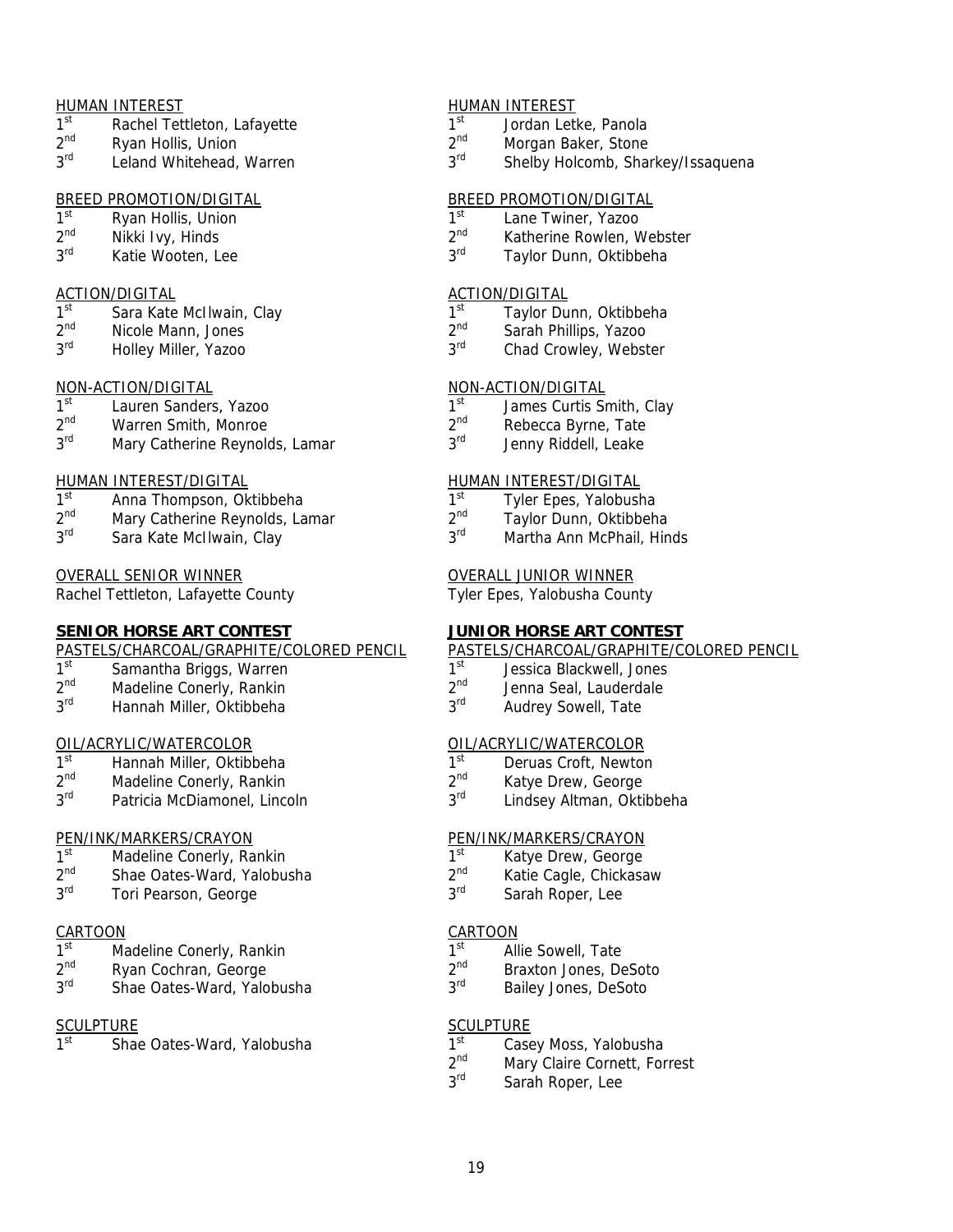HUMAN INTEREST

1st Rachel Tettleton, Lafayette
2nd Ryan Hollis, Union
3rd Leland Whitehead, Warren

BREED PROMOTION/DIGITAL

1st Ryan Hollis, Union
2nd Nikki Ivy, Hinds
3rd Katie Wooten, Lee

ACTION/DIGITAL

1st Sara Kate McIlwain, Clay
2nd Nicole Mann, Jones
3rd Holley Miller, Yazoo

NON-ACTION/DIGITAL

1st Lauren Sanders, Yazoo
2nd Warren Smith, Monroe
3rd Mary Catherine Reynolds, Lamar

HUMAN INTEREST/DIGITAL

1st Anna Thompson, Oktibbeha
2nd Mary Catherine Reynolds, Lamar
3rd Sara Kate McIlwain, Clay

OVERALL SENIOR WINNER

Rachel Tettleton, Lafayette County

HUMAN INTEREST

1st Jordan Letke, Panola
2nd Morgan Baker, Stone
3rd Shelby Holcomb, Sharkey/Issaquena

BREED PROMOTION/DIGITAL

1st Lane Twiner, Yazoo
2nd Katherine Rowlen, Webster
3rd Taylor Dunn, Oktibbeha

ACTION/DIGITAL

1st Taylor Dunn, Oktibbeha
2nd Sarah Phillips, Yazoo
3rd Chad Crowley, Webster

NON-ACTION/DIGITAL

1st James Curtis Smith, Clay
2nd Rebecca Byrne, Tate
3rd Jenny Riddell, Leake

HUMAN INTEREST/DIGITAL

1st Tyler Epes, Yalobusha
2nd Taylor Dunn, Oktibbeha
3rd Martha Ann McPhail, Hinds

OVERALL JUNIOR WINNER

Tyler Epes, Yalobusha County

**SENIOR HORSE ART CONTEST**

PASTELS/CHARCOAL/GRAPHITE/COLORED PENCIL

1st Samantha Briggs, Warren
2nd Madeline Conerly, Rankin
3rd Hannah Miller, Oktibbeha

OIL/ACRYLIC/WATERCOLOR

1st Hannah Miller, Oktibbeha
2nd Madeline Conerly, Rankin
3rd Patricia McDiamonel, Lincoln

PEN/INK/MARKERS/CRAYON

1st Madeline Conerly, Rankin
2nd Shae Oates-Ward, Yalobusha
3rd Tori Pearson, George

CARTOON

1st Madeline Conerly, Rankin
2nd Ryan Cochran, George
3rd Shae Oates-Ward, Yalobusha

SCULPTURE

1st Shae Oates-Ward, Yalobusha

**JUNIOR HORSE ART CONTEST**

PASTELS/CHARCOAL/GRAPHITE/COLORED PENCIL

1st Jessica Blackwell, Jones
2nd Jenna Seal, Lauderdale
3rd Audrey Sowell, Tate

OIL/ACRYLIC/WATERCOLOR

1st Deruas Croft, Newton
2nd Katye Drew, George
3rd Lindsey Altman, Oktibbeha

PEN/INK/MARKERS/CRAYON

1st Katye Drew, George
2nd Katie Cagle, Chickasaw
3rd Sarah Roper, Lee

CARTOON

1st Allie Sowell, Tate
2nd Braxton Jones, DeSoto
3rd Bailey Jones, DeSoto

SCULPTURE

1st Casey Moss, Yalobusha
2nd Mary Claire Cornett, Forrest
3rd Sarah Roper, Lee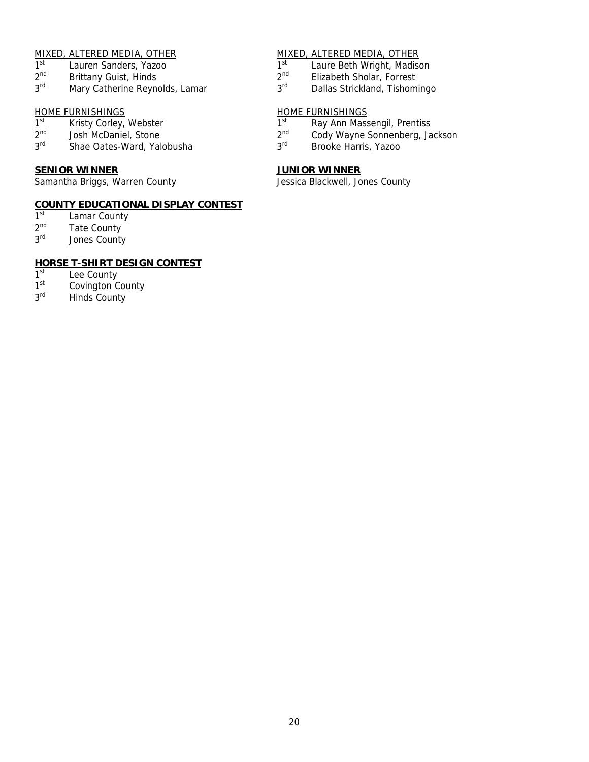MIXED, ALTERED MEDIA, OTHER

1st Lauren Sanders, Yazoo
2nd Brittany Guist, Hinds
3rd Mary Catherine Reynolds, Lamar

HOME FURNISHINGS

1st Kristy Corley, Webster
2nd Josh McDaniel, Stone
3rd Shae Oates-Ward, Yalobusha

**SENIOR WINNER**

Samantha Briggs, Warren County

MIXED, ALTERED MEDIA, OTHER

1st Laure Beth Wright, Madison
2nd Elizabeth Sholar, Forrest
3rd Dallas Strickland, Tishomingo

HOME FURNISHINGS

1st Ray Ann Massengil, Prentiss
2nd Cody Wayne Sonnenberg, Jackson
3rd Brooke Harris, Yazoo

**JUNIOR WINNER**

Jessica Blackwell, Jones County

**COUNTY EDUCATIONAL DISPLAY CONTEST**

1st Lamar County
2nd Tate County
3rd Jones County

**HORSE T-SHIRT DESIGN CONTEST**

1st Lee County
1st Covington County
3rd Hinds County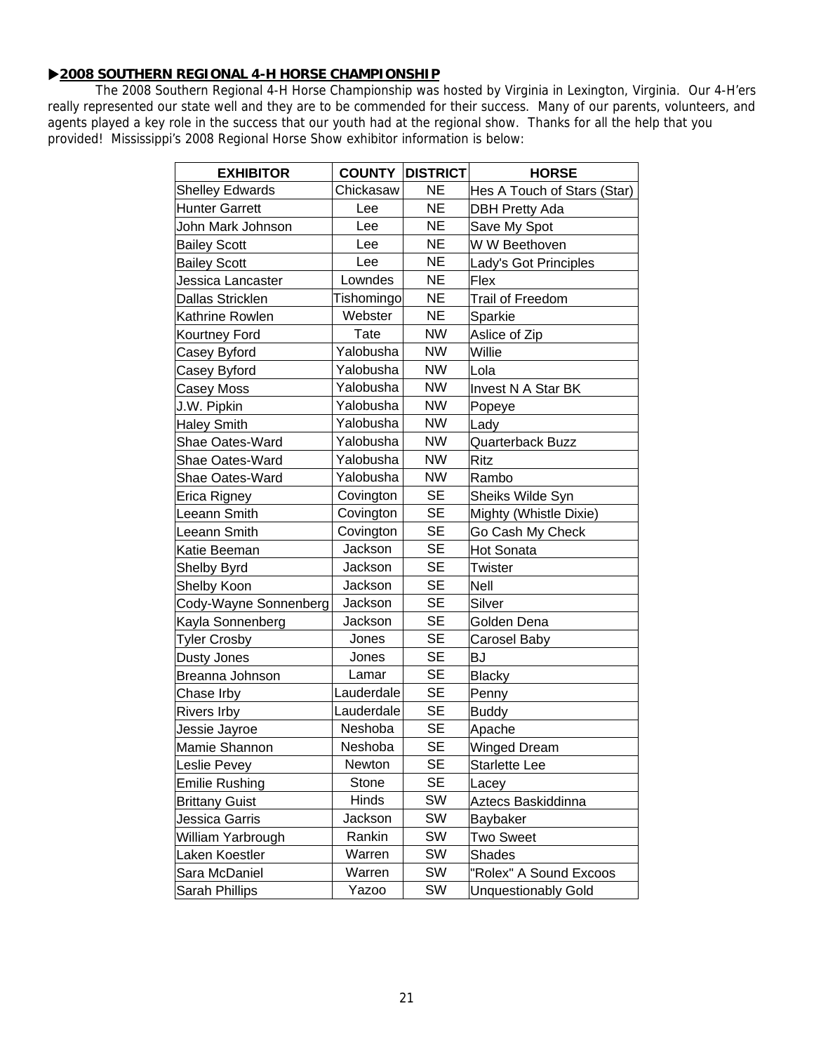## ▶2008 SOUTHERN REGIONAL 4-H HORSE CHAMPIONSHIP

The 2008 Southern Regional 4-H Horse Championship was hosted by Virginia in Lexington, Virginia. Our 4-H'ers really represented our state well and they are to be commended for their success. Many of our parents, volunteers, and agents played a key role in the success that our youth had at the regional show. Thanks for all the help that you provided! Mississippi's 2008 Regional Horse Show exhibitor information is below:

| EXHIBITOR | COUNTY | DISTRICT | HORSE |
|---|---|---|---|
| Shelley Edwards | Chickasaw | NE | Hes A Touch of Stars (Star) |
| Hunter Garrett | Lee | NE | DBH Pretty Ada |
| John Mark Johnson | Lee | NE | Save My Spot |
| Bailey Scott | Lee | NE | W W Beethoven |
| Bailey Scott | Lee | NE | Lady's Got Principles |
| Jessica Lancaster | Lowndes | NE | Flex |
| Dallas Stricklen | Tishomingo | NE | Trail of Freedom |
| Kathrine Rowlen | Webster | NE | Sparkie |
| Kourtney Ford | Tate | NW | Aslice of Zip |
| Casey Byford | Yalobusha | NW | Willie |
| Casey Byford | Yalobusha | NW | Lola |
| Casey Moss | Yalobusha | NW | Invest N A Star BK |
| J.W. Pipkin | Yalobusha | NW | Popeye |
| Haley Smith | Yalobusha | NW | Lady |
| Shae Oates-Ward | Yalobusha | NW | Quarterback Buzz |
| Shae Oates-Ward | Yalobusha | NW | Ritz |
| Shae Oates-Ward | Yalobusha | NW | Rambo |
| Erica Rigney | Covington | SE | Sheiks Wilde Syn |
| Leeann Smith | Covington | SE | Mighty (Whistle Dixie) |
| Leeann Smith | Covington | SE | Go Cash My Check |
| Katie Beeman | Jackson | SE | Hot Sonata |
| Shelby Byrd | Jackson | SE | Twister |
| Shelby Koon | Jackson | SE | Nell |
| Cody-Wayne Sonnenberg | Jackson | SE | Silver |
| Kayla Sonnenberg | Jackson | SE | Golden Dena |
| Tyler Crosby | Jones | SE | Carosel Baby |
| Dusty Jones | Jones | SE | BJ |
| Breanna Johnson | Lamar | SE | Blacky |
| Chase Irby | Lauderdale | SE | Penny |
| Rivers Irby | Lauderdale | SE | Buddy |
| Jessie Jayroe | Neshoba | SE | Apache |
| Mamie Shannon | Neshoba | SE | Winged Dream |
| Leslie Pevey | Newton | SE | Starlette Lee |
| Emilie Rushing | Stone | SE | Lacey |
| Brittany Guist | Hinds | SW | Aztecs Baskiddinna |
| Jessica Garris | Jackson | SW | Baybaker |
| William Yarbrough | Rankin | SW | Two Sweet |
| Laken Koestler | Warren | SW | Shades |
| Sara McDaniel | Warren | SW | "Rolex" A Sound Excoos |
| Sarah Phillips | Yazoo | SW | Unquestionably Gold |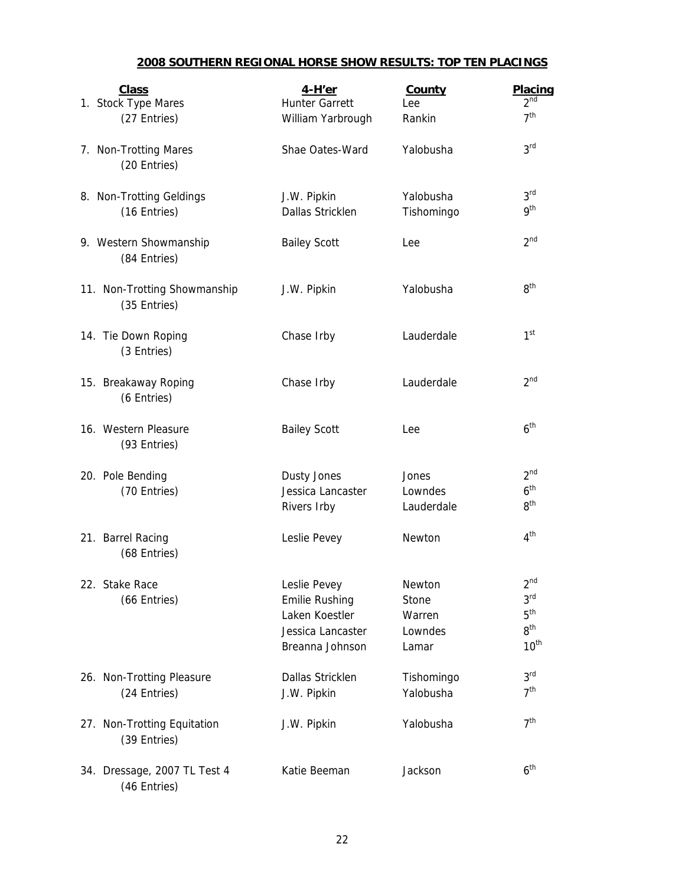## 2008 SOUTHERN REGIONAL HORSE SHOW RESULTS: TOP TEN PLACINGS

| Class | 4-H'er | County | Placing |
|---|---|---|---|
| 1. Stock Type Mares (27 Entries) | Hunter Garrett | Lee | 2nd |
| | William Yarbrough | Rankin | 7th |
| 7. Non-Trotting Mares (20 Entries) | Shae Oates-Ward | Yalobusha | 3rd |
| 8. Non-Trotting Geldings (16 Entries) | J.W. Pipkin | Yalobusha | 3rd |
| | Dallas Stricklen | Tishomingo | 9th |
| 9. Western Showmanship (84 Entries) | Bailey Scott | Lee | 2nd |
| 11. Non-Trotting Showmanship (35 Entries) | J.W. Pipkin | Yalobusha | 8th |
| 14. Tie Down Roping (3 Entries) | Chase Irby | Lauderdale | 1st |
| 15. Breakaway Roping (6 Entries) | Chase Irby | Lauderdale | 2nd |
| 16. Western Pleasure (93 Entries) | Bailey Scott | Lee | 6th |
| 20. Pole Bending (70 Entries) | Dusty Jones | Jones | 2nd |
| | Jessica Lancaster | Lowndes | 6th |
| | Rivers Irby | Lauderdale | 8th |
| 21. Barrel Racing (68 Entries) | Leslie Pevey | Newton | 4th |
| 22. Stake Race (66 Entries) | Leslie Pevey | Newton | 2nd |
| | Emilie Rushing | Stone | 3rd |
| | Laken Koestler | Warren | 5th |
| | Jessica Lancaster | Lowndes | 8th |
| | Breanna Johnson | Lamar | 10th |
| 26. Non-Trotting Pleasure (24 Entries) | Dallas Stricklen | Tishomingo | 3rd |
| | J.W. Pipkin | Yalobusha | 7th |
| 27. Non-Trotting Equitation (39 Entries) | J.W. Pipkin | Yalobusha | 7th |
| 34. Dressage, 2007 TL Test 4 (46 Entries) | Katie Beeman | Jackson | 6th |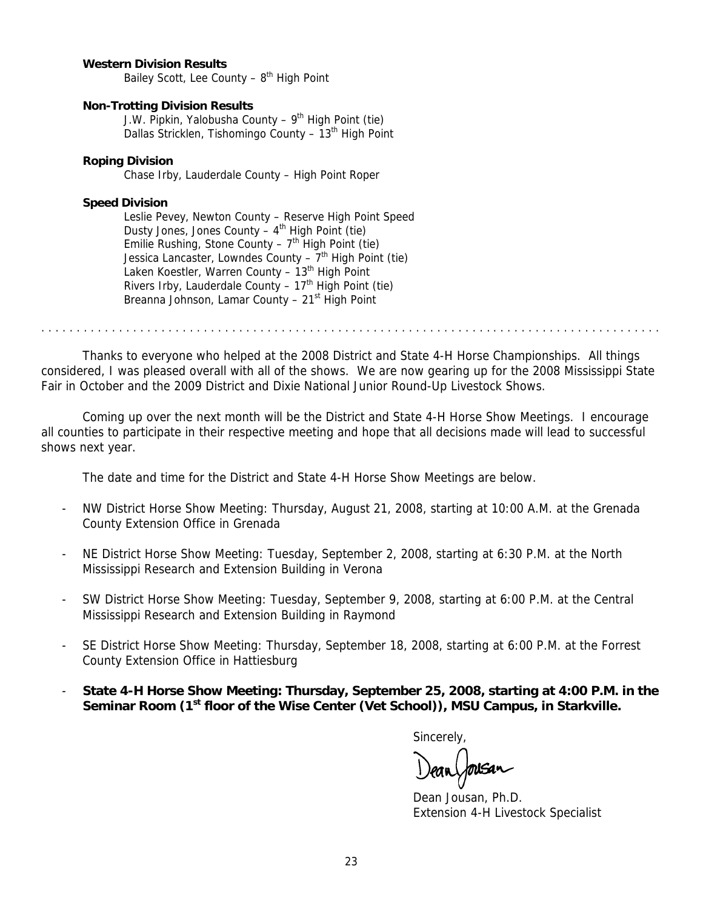**Western Division Results**

Bailey Scott, Lee County – 8th High Point

**Non-Trotting Division Results**

J.W. Pipkin, Yalobusha County – 9th High Point (tie)
Dallas Stricklen, Tishomingo County – 13th High Point

**Roping Division**

Chase Irby, Lauderdale County – High Point Roper

**Speed Division**

Leslie Pevey, Newton County – Reserve High Point Speed
Dusty Jones, Jones County – 4th High Point (tie)
Emilie Rushing, Stone County – 7th High Point (tie)
Jessica Lancaster, Lowndes County – 7th High Point (tie)
Laken Koestler, Warren County – 13th High Point
Rivers Irby, Lauderdale County – 17th High Point (tie)
Breanna Johnson, Lamar County – 21st High Point

. . . . . . . . . . . . . . . . . . . . . . . . . . . . . . . . . . . . . . . . . . . . . . . . . . . . . . . . . . . . . . . . . . . . . . . . . . . . . . . . . . . . . . . . . . . .

Thanks to everyone who helped at the 2008 District and State 4-H Horse Championships. All things considered, I was pleased overall with all of the shows. We are now gearing up for the 2008 Mississippi State Fair in October and the 2009 District and Dixie National Junior Round-Up Livestock Shows.

Coming up over the next month will be the District and State 4-H Horse Show Meetings. I encourage all counties to participate in their respective meeting and hope that all decisions made will lead to successful shows next year.

The date and time for the District and State 4-H Horse Show Meetings are below.

- NW District Horse Show Meeting: Thursday, August 21, 2008, starting at 10:00 A.M. at the Grenada County Extension Office in Grenada
- NE District Horse Show Meeting: Tuesday, September 2, 2008, starting at 6:30 P.M. at the North Mississippi Research and Extension Building in Verona
- SW District Horse Show Meeting: Tuesday, September 9, 2008, starting at 6:00 P.M. at the Central Mississippi Research and Extension Building in Raymond
- SE District Horse Show Meeting: Thursday, September 18, 2008, starting at 6:00 P.M. at the Forrest County Extension Office in Hattiesburg
- **State 4-H Horse Show Meeting: Thursday, September 25, 2008, starting at 4:00 P.M. in the Seminar Room (1st floor of the Wise Center (Vet School)), MSU Campus, in Starkville.**

Sincerely,

Dean Jousan

Dean Jousan, Ph.D.
Extension 4-H Livestock Specialist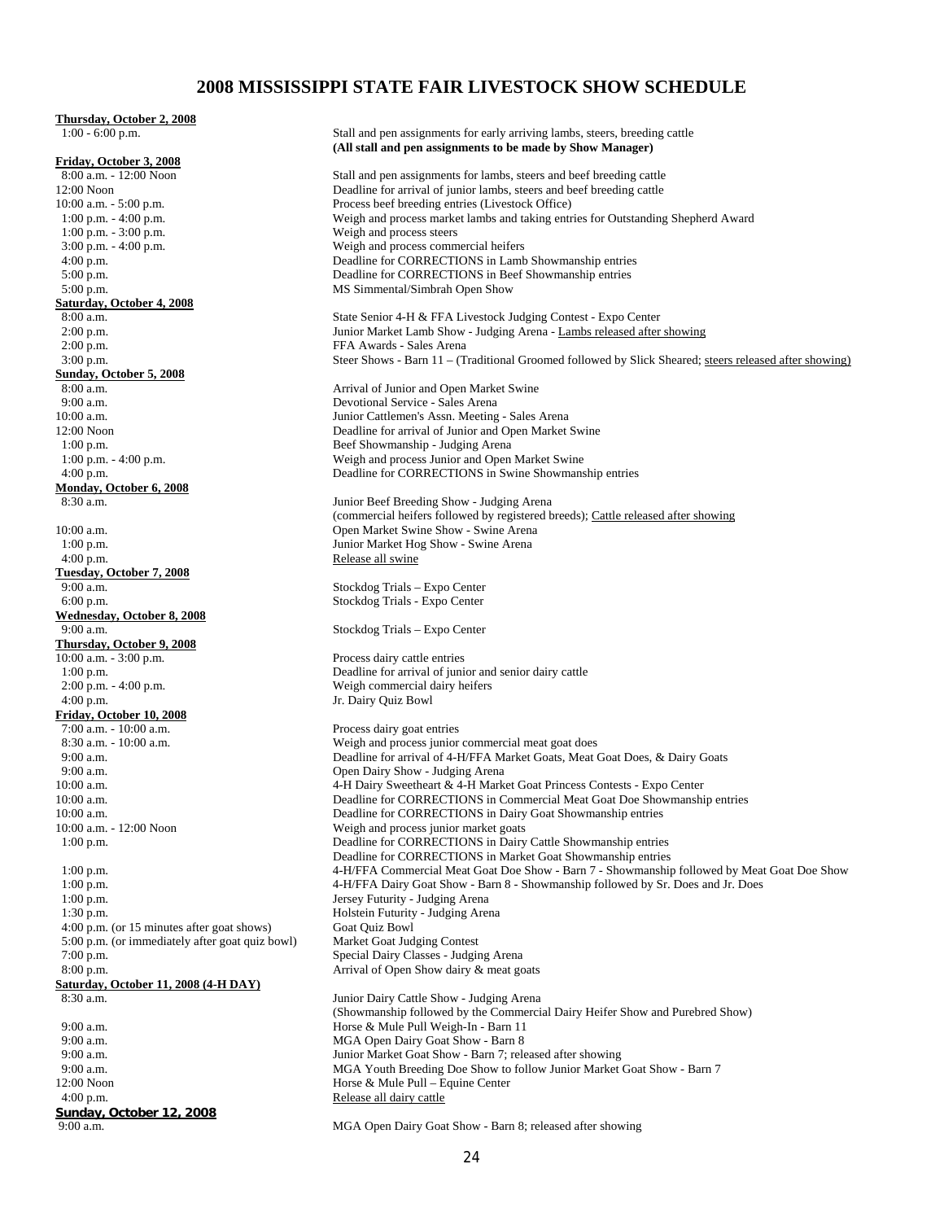# 2008 MISSISSIPPI STATE FAIR LIVESTOCK SHOW SCHEDULE

**Thursday, October 2, 2008**

| | |
|---|---|
| 1:00 - 6:00 p.m. | Stall and pen assignments for early arriving lambs, steers, breeding cattle **(All stall and pen assignments to be made by Show Manager)** |

**Friday, October 3, 2008**

| | |
|---|---|
| 8:00 a.m. - 12:00 Noon | Stall and pen assignments for lambs, steers and beef breeding cattle |
| 12:00 Noon | Deadline for arrival of junior lambs, steers and beef breeding cattle |
| 10:00 a.m. - 5:00 p.m. | Process beef breeding entries (Livestock Office) |
| 1:00 p.m. - 4:00 p.m. | Weigh and process market lambs and taking entries for Outstanding Shepherd Award |
| 1:00 p.m. - 3:00 p.m. | Weigh and process steers |
| 3:00 p.m. - 4:00 p.m. | Weigh and process commercial heifers |
| 4:00 p.m. | Deadline for CORRECTIONS in Lamb Showmanship entries |
| 5:00 p.m. | Deadline for CORRECTIONS in Beef Showmanship entries |
| 5:00 p.m. | MS Simmental/Simbrah Open Show |

**Saturday, October 4, 2008**

| | |
|---|---|
| 8:00 a.m. | State Senior 4-H & FFA Livestock Judging Contest - Expo Center |
| 2:00 p.m. | Junior Market Lamb Show - Judging Arena - Lambs released after showing |
| 2:00 p.m. | FFA Awards - Sales Arena |
| 3:00 p.m. | Steer Shows - Barn 11 – (Traditional Groomed followed by Slick Sheared; steers released after showing) |

**Sunday, October 5, 2008**

| | |
|---|---|
| 8:00 a.m. | Arrival of Junior and Open Market Swine |
| 9:00 a.m. | Devotional Service - Sales Arena |
| 10:00 a.m. | Junior Cattlemen's Assn. Meeting - Sales Arena |
| 12:00 Noon | Deadline for arrival of Junior and Open Market Swine |
| 1:00 p.m. | Beef Showmanship - Judging Arena |
| 1:00 p.m. - 4:00 p.m. | Weigh and process Junior and Open Market Swine |
| 4:00 p.m. | Deadline for CORRECTIONS in Swine Showmanship entries |

**Monday, October 6, 2008**

| | |
|---|---|
| 8:30 a.m. | Junior Beef Breeding Show - Judging Arena (commercial heifers followed by registered breeds); Cattle released after showing |
| 10:00 a.m. | Open Market Swine Show - Swine Arena |
| 1:00 p.m. | Junior Market Hog Show - Swine Arena |
| 4:00 p.m. | Release all swine |

**Tuesday, October 7, 2008**

| | |
|---|---|
| 9:00 a.m. | Stockdog Trials – Expo Center |
| 6:00 p.m. | Stockdog Trials - Expo Center |

**Wednesday, October 8, 2008**

| | |
|---|---|
| 9:00 a.m. | Stockdog Trials – Expo Center |

**Thursday, October 9, 2008**

| | |
|---|---|
| 10:00 a.m. - 3:00 p.m. | Process dairy cattle entries |
| 1:00 p.m. | Deadline for arrival of junior and senior dairy cattle |
| 2:00 p.m. - 4:00 p.m. | Weigh commercial dairy heifers |
| 4:00 p.m. | Jr. Dairy Quiz Bowl |

**Friday, October 10, 2008**

| | |
|---|---|
| 7:00 a.m. - 10:00 a.m. | Process dairy goat entries |
| 8:30 a.m. - 10:00 a.m. | Weigh and process junior commercial meat goat does |
| 9:00 a.m. | Deadline for arrival of 4-H/FFA Market Goats, Meat Goat Does, & Dairy Goats |
| 9:00 a.m. | Open Dairy Show - Judging Arena |
| 10:00 a.m. | 4-H Dairy Sweetheart & 4-H Market Goat Princess Contests - Expo Center |
| 10:00 a.m. | Deadline for CORRECTIONS in Commercial Meat Goat Doe Showmanship entries |
| 10:00 a.m. | Deadline for CORRECTIONS in Dairy Goat Showmanship entries |
| 10:00 a.m. - 12:00 Noon | Weigh and process junior market goats |
| 1:00 p.m. | Deadline for CORRECTIONS in Dairy Cattle Showmanship entries<br>Deadline for CORRECTIONS in Market Goat Showmanship entries |
| 1:00 p.m. | 4-H/FFA Commercial Meat Goat Doe Show - Barn 7 - Showmanship followed by Meat Goat Doe Show |
| 1:00 p.m. | 4-H/FFA Dairy Goat Show - Barn 8 - Showmanship followed by Sr. Does and Jr. Does |
| 1:00 p.m. | Jersey Futurity - Judging Arena |
| 1:30 p.m. | Holstein Futurity - Judging Arena |
| 4:00 p.m. (or 15 minutes after goat shows) | Goat Quiz Bowl |
| 5:00 p.m. (or immediately after goat quiz bowl) | Market Goat Judging Contest |
| 7:00 p.m. | Special Dairy Classes - Judging Arena |
| 8:00 p.m. | Arrival of Open Show dairy & meat goats |

**Saturday, October 11, 2008 (4-H DAY)**

| | |
|---|---|
| 8:30 a.m. | Junior Dairy Cattle Show - Judging Arena (Showmanship followed by the Commercial Dairy Heifer Show and Purebred Show) |
| 9:00 a.m. | Horse & Mule Pull Weigh-In - Barn 11 |
| 9:00 a.m. | MGA Open Dairy Goat Show - Barn 8 |
| 9:00 a.m. | Junior Market Goat Show - Barn 7; released after showing |
| 9:00 a.m. | MGA Youth Breeding Doe Show to follow Junior Market Goat Show - Barn 7 |
| 12:00 Noon | Horse & Mule Pull – Equine Center |
| 4:00 p.m. | Release all dairy cattle |

**Sunday, October 12, 2008**

| | |
|---|---|
| 9:00 a.m. | MGA Open Dairy Goat Show - Barn 8; released after showing |